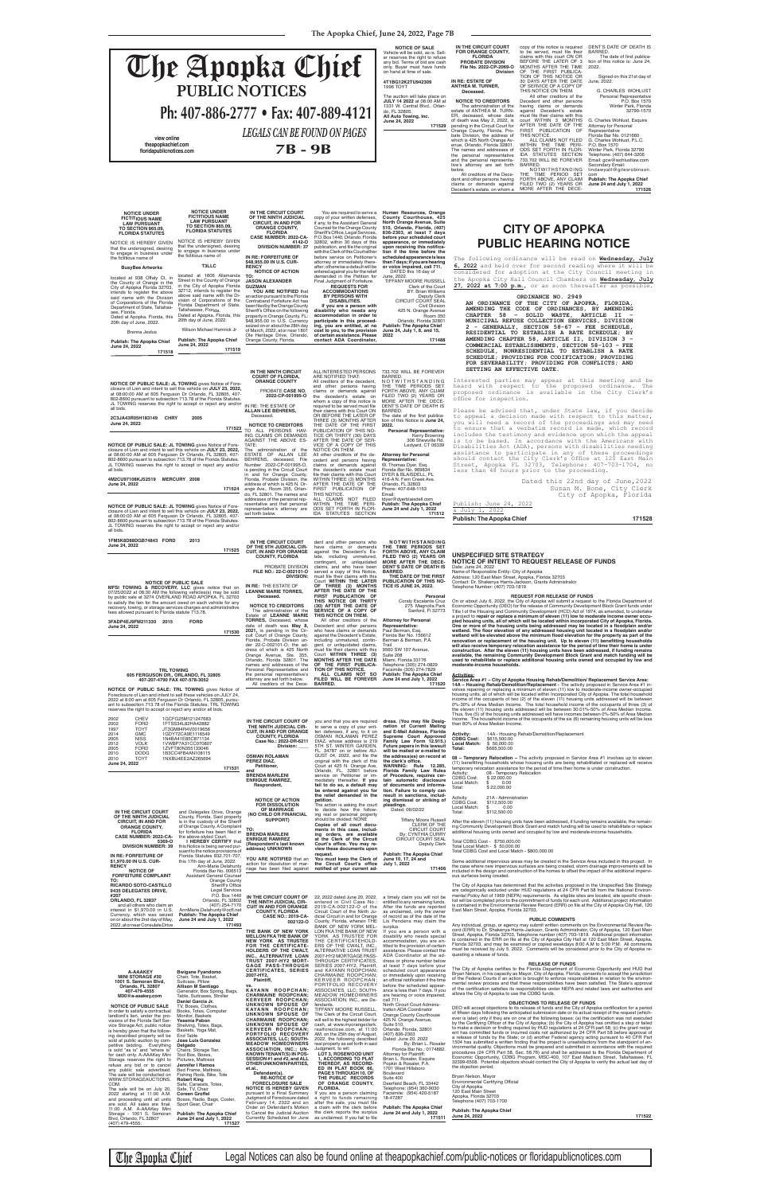# The Apopka Chief PUBLIC NOTICES

Ph: 407-886-2777 • Fax: 407-889-4121

view online theapopkachief.com floridapublicnotices.com

LEGALS CAN BE FOUND ON PAGES 7B - 9B

---

**NOTICE OF SALE**

Vehicle will be sold, as is. Seller reserves the right to refuse any bid. Terms of bid are cash only. Buyer must have funds on hand at time of sale.

4T1BG12K21U942309 1936 TOYT

The auction will take place on **JULY 14 2022** at 08:00 AM at 1331 W. Central Blvd., Orlando, FL 32805.

**All Auto Towing, Inc.**

**June 24, 2022**

**171529**

---

**IN THE CIRCUIT COURT FOR ORANGE COUNTY, FLORIDA PROBATE DIVISION File No. 2022-CP-2069-O Division**

**IN RE: ESTATE OF ANTHEA M. TURNER, Deceased.**

**NOTICE TO CREDITORS**

The administration of the estate of ANTHEA M. TURNER, deceased, whose date of death was May 2, 2022, is pending in the Circuit Court for Orange County, Florida, Probate Division, the address of which is 425 North Orange Avenue, Orlando, Florida 32801. The names and addresses of the personal representative and the personal representative's attorney are set forth below.

All creditors of the Decedent and other persons having claims or demands against Decedent's estate, on whom a copy of this notice is required to be served, must file their claims with this court ON OR BEFORE THE LATER OF 3 MONTHS AFTER THE TIME OF THE FIRST PUBLICATION OF THIS NOTICE OR 30 DAYS AFTER THE DATE OF SERVICE OF A COPY OF THIS NOTICE ON THEM.

All other creditors of the Decedent and other persons having claims or demands against Decedent's estate must file their claims with this court WITHIN 3 MONTHS AFTER THE DATE OF THE FIRST PUBLICATION OF THIS NOTICE.

ALL CLAIMS NOT FILED WITHIN THE TIME PERIODS SET FORTH IN FLORIDA STATUTES SECTION 733.702 WILL BE FOREVER BARRED.

NOTWITHSTANDING THE TIME PERIOD SET FORTH ABOVE, ANY CLAIM FILED TWO (2) YEARS OR MORE AFTER THE DECEDENT'S DATE OF DEATH IS BARRED.

The date of first publication of this notice is: June 24, 2022.

Signed on this 21st day of June, 2022.

G. CHARLES WOHLUST
Personal Representative
P.O. Box 1570
Winter Park, Florida 32790-1570

G. Charles Wohlust, Esquire
Attorney for Personal Representative
Florida Bar No. 0121660
G. Charles Wohlust, P.L.L.C.
P.O. Box 1570
Winter Park, Florida 32790
Telephone: (407) 644-3206
Email: gcw@wohlustlaw.com
Secondary Email: lindawyatt@gilesrobinson.com

**Publish: The Apopka Chief June 24 and July 1, 2022**

**171526**

---

**NOTICE UNDER FICTITIOUS NAME LAW PURSUANT TO SECTION 865.09, FLORIDA STATUTES**

NOTICE IS HEREBY GIVEN that the undersigned, desiring to engage in business under the fictitious name of

**BusyBee Artworks**

located at 938 Offaly Ct, in the County of Orange in the City of Apopka Florida 32703, intends to register the above said name with the Division of Corporations of the Florida Department of State, Tallahassee, Florida.

Dated at Apopka, Florida, this 20th day of June, 2022.

Brenna Jestus

**Publish: The Apopka Chief June 24, 2022**

**171518**

---

**NOTICE UNDER FICTITIOUS NAME LAW PURSUANT TO SECTION 865.09, FLORIDA STATUTES**

NOTICE IS HEREBY GIVEN that the undersigned, desiring to engage in business under the fictitious name of

**TBLLC**

located at 1606 Alamanda Street in the County of Orange in the City of Apopka Florida 32712, intends to register the above said name with the Division of Corporations of the Florida Department of State, Tallahassee, Florida.

Dated at Apopka, Florida, this 20th day of June, 2022.

Wilson Michael Hamrick Jr

**Publish: The Apopka Chief June 24, 2022**

**171519**

---

**IN THE CIRCUIT COURT OF THE NINTH JUDICIAL CIRCUIT, IN AND FOR ORANGE COUNTY, FLORIDA CASE NUMBER: 2022-CA-4142-O DIVISION NUMBER: 37**

**IN RE: FORFEITURE OF $48,555.00 IN U.S. CURRENCY**

**NOTICE OF ACTION TO: JASON ALEXANDER GUZMAN**

**YOU ARE NOTIFIED** that a forfeiture action has been filed against the following property in Orange County, FL: $48,555.00 in U.S. Currency seized on or about the 24th day of March, 2022 at or near 1601 Ole Heritage Drive, Orlando, Orange County, Florida. An action to forfeit the above-described Currency has been filed by the Orange County Sheriff's Office and you are required to serve a copy of your written defenses, if any, to the Assistant General Counsel for the Orange County Sheriff's Office, Legal Services, P.O. Box 1440, Orlando, Florida 32802, within 30 days of this publication, and file the original with the Clerk of this Court either before service on Petitioner's attorney or immediately thereafter; otherwise a default will be entered against you for the relief demanded in the Petition for Final Judgment of Forfeiture.

**REQUESTS FOR ACCOMMODATIONS BY PERSONS WITH DISABILITIES**

**If you are a person with disability who needs any accommodation in order to participate in this proceeding, you are entitled, at no cost to you, to the provision of certain assistance. Please contact ADA Coordinator, Human Resources, Orange County Courthouse, 425 North Orange Avenue, Suite 510, Orlando, Florida, (407) 836-2303, at least 7 days before your scheduled court appearance, or immediately upon receiving this notification if the time before the scheduled appearance is less than 7 days; if you are hearing or voice impaired, call 711.**

DATED this 16 day of June, 2022.

TIFFANY MOORE RUSSELL
Clerk of the Court
BY: Brian Williams
Deputy Clerk
CIRCUIT COURT SEAL
Civil Division
425 N. Orange Avenue
Room 350
Orlando, Florida 32801

**Publish: The Apopka Chief June 24, July 1, 8, and 15, 2022**

**171488**

---

# CITY OF APOPKA PUBLIC HEARING NOTICE

The following ordinance will be read on **Wednesday, July 6, 2022** and held over for second reading where it will be considered for adoption at the City Council meeting in the Apopka City Hall Council Chambers on **Wednesday, July 27, 2022 at 7:00 p.m.**, or as soon thereafter as possible.

**ORDINANCE NO. 2949**

**AN ORDINANCE OF THE CITY OF APOPKA, FLORIDA, AMENDING THE CODE OF ORDINANCES, BY AMENDING CHAPTER 58 – SOLID WASTE, ARTICLE II – MUNICIPAL REFUSE COLLECTION SERVICES, DIVISION 2 – GENERALLY, SECTION 58-67 – FEE SCHEDULE, RESIDENTIAL TO ESTABLISH A RATE SCHEDULE; BY AMENDING CHAPTER 58, ARTICLE II, DIVISION 3 – COMMERCIAL ESTABLISHMENTS, SECTION 58-103 – FEE SCHEDULE, NONRESIDENTIAL TO ESTABLISH A RATE SCHEDULE; PROVIDING FOR CODIFICATION; PROVIDING FOR SEVERABILITY; PROVIDING FOR CONFLICTS; AND SETTING AN EFFECTIVE DATE.**

Interested parties may appear at this meeting and be heard with respect to the proposed ordinance. The proposed ordinance is available in the City Clerk's office for inspection.

Please be advised that, under State law, if you decide to appeal a decision made with respect to this matter, you will need a record of the proceedings and may need to ensure that a verbatim record is made, which record includes the testimony and evidence upon which the appeal is to be based. In accordance with the Americans with Disabilities Act (ADA), persons with disabilities needing assistance to participate in any of these proceedings should contact the City Clerk's Office at 120 East Main Street, Apopka FL 32703, Telephone: 407-703-1704, no less than 48 hours prior to the proceeding.

Dated this 22nd day of June,2022
Susan M. Bone, City Clerk
City of Apopka, Florida

Publish: June 24, 2022 & July 1, 2022

**Publish: The Apopka Chief**

**171528**

---

**NOTICE OF PUBLIC SALE: JL TOWING** gives Notice of Foreclosure of Lien and intent to sell this vehicle on **JULY 23, 2022**, at 08:00:00 AM at 605 Ferguson Dr Orlando, FL 32805, 407-802-8600 pursuant to subsection 713.78 of the Florida Statutes. JL TOWING reserves the right to accept or reject any and/or all bids.

2C3JA43R05H183149 CHRY 2005

**June 24, 2022**

**171523**

---

**NOTICE OF PUBLIC SALE: JL TOWING** gives Notice of Foreclosure of Lien and intent to sell this vehicle on **JULY 23, 2022**, at 08:00:00 AM at 605 Ferguson Dr Orlando, FL 32805, 407-802-8600 pursuant to subsection 713.78 of the Florida Statutes. JL TOWING reserves the right to accept or reject any and/or all bids.

4M2CU97108KJ5219 MERCURY 2008

**June 24, 2022**

**171524**

---

**NOTICE OF PUBLIC SALE: JL TOWING** gives Notice of Foreclosure of Lien and intent to sell this vehicle on **JULY 23, 2022**, at 08:00:00 AM at 605 Ferguson Dr Orlando, FL 32805, 407-802-8600 pursuant to subsection 713.78 of the Florida Statutes. JL TOWING reserves the right to accept or reject any and/or all bids.

1FMSK8D86DGB74843 FORD 2013

**June 24, 2022**

**171525**

---

**IN THE NINTH CIRCUIT COURT OF FLORIDA, ORANGE COUNTY**

PROBATE **CASE NO. 2022-CP-001935-O**

IN RE: THE ESTATE OF **ALLAN LEE BEHRENS,** Deceased.

**NOTICE TO CREDITORS**

TO ALL PERSONS HAVING CLAIMS OR DEMANDS AGAINST THE ABOVE ESTATE:

The administration of the ESTATE OF ALLAN LEE BEHRENS, deceased, File Number 2022-CP-001935-O, is pending in the Circuit Court in and for Orange County, Florida, Probate Division, the address of which is 425 N. Orange Ave., Room 355, Orlando, FL 32801. The names and addresses of the personal representative and that personal representative's attorney are set forth below.

ALL INTERESTED PERSONS ARE NOTIFIED THAT:

All creditors of the decedent, and other persons having claims or demands against the decedent's estate on whom a copy of this notice is required to be served must file their claims with this Court ON OR BEFORE THE LATER OF THREE (3) MONTHS AFTER THE DATE OF THE FIRST PUBLICATION OF THIS NOTICE OR THIRTY (30) DAYS AFTER THE DATE OF SERVICE OF A COPY OF THIS NOTICE ON THEM.

All other creditors of the decedent and persons having claims or demands against the decedent's estate must file their claims with this Court WITHIN THREE (3) MONTHS AFTER THE DATE OF THE FIRST PUBLICATION OF THIS NOTICE.

ALL CLAIMS NOT FILED WITHIN THE TIME PERIODS SET FORTH IN FLORIDA STATUTES SECTION 733.702 WILL BE FOREVER BARRED.

NOTWITHSTANDING THE TIME PERIODS SET FORTH ABOVE, ANY CLAIM FILED TWO (2) YEARS OR MORE AFTER THE DECEDENT'S DATE OF DEATH IS BARRED.

The date of the first publication of this Notice is **June 24, 2022.**

**Personal Representative:**
Kerry Brewning
306 Sheaville Rd.
Ledyard, CT 06339

**Attorney for Personal Representative:**
W. Thomas Dyer, Esq.
Florida Bar No. 969834
DYER & BLAISDELL, PL
416-A N. Fern Creek Ave.
Orlando, FL 32803
Phone: 407-648-1153
Email: tdyer@dyerblaisdell.com

**Publish: The Apopka Chief June 24 and July 1, 2022**

**171512**

---

**NOTICE OF PUBLIC SALE**

**MFSI TOWING & RECOVERY, LLC** gives notice that on 07/25/2022 at 08:30 AM the following vehicles(s) may be sold by public sale at 3274 OVERLAND ROAD APOPKA, FL 32703 to satisfy the lien for the amount owed on each vehicle for any recovery, towing, or storage services charges and administrative fees allowed pursuant to Florida statute 713.78.

3FADP4EJ9FM211330 2015 FORD

**June 24, 2022**

**171530**

---

**TRL TOWING 605 FERGUSON DR., ORLANDO, FL 32805 407-207-4790 FAX 407-578-3052**

**NOTICE OF PUBLIC SALE: TRL TOWING** gives Notice of Foreclosure of Lien and intent to sell these vehicles on JULY 24, 2022 at 8:00 am at 605 Ferguson Dr Orlando, FL 32805, pursuant to subsection 713.78 of the Florida Statutes. TRL TOWING reserves the right to accept or reject any and/or all bids.

| | | |
|---|---|---|
| 2002 | CHEV | 1GCFG25M121247683 |
| 2002 | FORD | 1FTSS34L82HA42882 |
| 1997 | TOYT | JT3GM84R4V0019656 |
| 2014 | GMC | 1GDY72CA9E1116549 |
| 2005 | NISS | 1N4BA41E85C871134 |
| 2012 | VOLK | 1VWBP7A31CC070807 |
| 2005 | FORD | 1ZVFT80N255133046 |
| 2010 | DODG | 1B3CC4FB4AN108115 |
| 2010 | TOYT | 1NXBU4EE2AZ265694 |

**June 24, 2022**

**171531**

---

**IN THE CIRCUIT COURT OF THE 9TH JUDICIAL CIRCUIT, IN AND FOR ORANGE COUNTY, FLORIDA**

PROBATE DIVISION **FILE NO.: 22-C-002101-O DIVISION:**

**IN RE:** THE ESTATE OF **LEANNE MARIE TORRES, Deceased.**

**NOTICE TO CREDITORS**

The administration of the Estate of **LEANNE MARIE TORRES**, Deceased, whose date of death was **May 8, 2021**, is pending in the Circuit Court of Orange County, Florida, Probate Division under 22-C-002101-O, the address of which is 425 North Orange Avenue, Ste. 355, Orlando, Florida 32801. The names and addresses of the Personal Representative and the personal representative's attorney are set forth below.

All creditors of the decedent and other persons who have claims or demands against the decedent's Estate, including unmatured, contingent, or unliquidated claims, and who have been served a copy of this Notice, must file their claims with this Court **WITHIN THE LATER OF THREE (3) MONTHS AFTER THE DATE OF THE FIRST PUBLICATION OF THIS NOTICE OR THIRTY (30) DAYS AFTER THE DATE OF SERVICE OF A COPY OF THIS NOTICE ON THEM.**

All other creditors of the Decedent and other persons who have claims or demands against the Decedent's Estate, including unmatured, contingent, or unliquidated claims, must file their claims with this Court **WITHIN THREE (3) MONTHS AFTER THE DATE OF THE FIRST PUBLICATION OF THIS NOTICE.**

**ALL CLAIMS NOT SO FILED WILL BE FOREVER BARRED.**

**NOTWITHSTANDING THE TIME PERIODS SET FORTH ABOVE, ANY CLAIM FILED TWO (2) YEARS OR MORE AFTER THE DECEDENT'S DATE OF DEATH IS BARRED.**

**THE DATE OF THE FIRST PUBLICATION OF THIS NOTICE IS JUNE 24, 2022.**

**Personal Representative**
Coraly Escalera Cruz
275 Magnolia Park
Sanford, Fl 32773

**Attorney for Personal Representative:**
Paul Berman, Esq.
Florida Bar No. 156612
Berman & Berman, P.A. Trail
9560 SW 107 Avenue, Suite 208
Miami, Florida 33176
Telephone (305) 274-0829
Facsimile (305) 274-7829

**Publish: The Apopka Chief June 24 and July 1, 2022**

**171520**

---

**IN THE CIRCUIT COURT OF THE NINTH JUDICIAL CIRCUIT, IN AND FOR ORANGE COUNTY, FLORIDA CASE NUMBER: 2022-CA-5365-O DIVISION NUMBER: 39**

**IN RE: FORFEITURE OF $1,970.00 IN U.S. CURRENCY**

**NOTICE OF FORFEITURE COMPLAINT TO: RICARDO SOTO-CASTILLO 9435 DELEGATES DRIVE, #207 ORLANDO, FL 32837**

and all others who claim an interest in $1,970.00 in U.S. Currency, which was seized on or about the 2nd day of May, 2022, at or near Consulate Drive and Delegates Drive, Orange County, Florida. Said property is in the custody of the Sheriff of Orange County. A Complaint for forfeiture has been filed in the above-styled Court.

**I HEREBY CERTIFY** that this Notice is being served pursuant to the notice provisions of Florida Statutes 932.701-707, this 17th day of June, 2022.

Ann-Marie Delahunty
Florida Bar No. 006513
Assistant General Counsel
Orange County Sheriff's Office
Legal Services
P.O. Box 1440
Orlando, FL 32802
(407) 254-7170
AnnMarie.Delahunty@ocfl.net

**Publish: The Apopka Chief June 24 and July 1, 2022**

**171493**

---

**IN THE CIRCUIT COURT OF THE NINTH JUDICIAL CIRCUIT, IN AND FOR ORANGE COUNTY, FLORIDA Case No.: 2022-DR-006211 Division:**

**OSMAN ROLMAN PEREZ DIAZ, Petitioner, and BRENDA MARLENI ENRIQUE RAMIREZ, Respondent.**

**NOTICE OF ACTION FOR DISSOLUTION OF MARRIAGE (NO CHILD OR FINANCIAL SUPPORT)**

**TO: BRENDA MARLENI ENRIQUE RAMIREZ (Respondent's last known address) UNKNOWN**

**YOU ARE NOTIFIED** that an action for dissolution of marriage has been filed against you and that you are required to serve a copy of your written defenses, if any, to it on OSMAN ROLMAN PEREZ DIAZ, whose address is 210 5TH ST WINTER GARDEN, FL 34787 on or before AUGUST 04, 2022, and file the original with the clerk of this Court at 425 N. Orange Ave, Orlando, FL 32801 before service on Petitioner or immediately thereafter. **If you fail to do so, a default may be entered against you for the relief demanded in the petition.**

The action is asking the court to decide how the following real or personal property should be divided: NONE

**Copies of all court documents in this case, including orders, are available at the Clerk of the Circuit Court's office. You may review these documents upon request.**

**You must keep the Clerk of the Circuit Court's office notified of your current address. (You may file Designation of Current Mailing and E-Mail Address, Florida Supreme Court Approved Family Law Form 12.915.) Future papers in this lawsuit will be mailed or e-mailed to the address(es) on record at the clerk's office.**

**WARNING: Rule 12.285, Florida Family Law Rules of Procedure, requires certain automatic disclosure of documents and information. Failure to comply can result in sanctions, including dismissal or striking of pleadings.**

Dated: 06/02/22

Tiffany Moore Russell
CLERK OF THE CIRCUIT COURT
By: CYNTHIA CURRY
CIRCUIT COURT SEAL
Deputy Clerk

**Publish: The Apopka Chief June 10, 17, 24 and July 1, 2022**

**171406**

---

**IN THE CIRCUIT COURT OF THE NINTH JUDICIAL CIRCUIT IN AND FOR ORANGE COUNTY, FLORIDA CASE NO.: 2019-CA-002122-O**

**THE BANK OF NEW YORK MELLON FKA THE BANK OF NEW YORK AS TRUSTEE FOR THE CERTIFICATEHOLDERS OF THE CWALT, INC., ALTERNATIVE LOAN TRUST 2007-HY2 MORTGAGE PASS-THROUGH CERTIFICATES, SERIES 2007-HY2, Plaintiff,**

**vs.**

**KAYANN ROOPCHAN; CHARMAINE ROOPCHAN; KERVEER ROOPCHAN; UNKNOWN SPOUSE OF KAYANN ROOPCHAN; UNKNOWN SPOUSE OF CHARMAINE ROOPCHAN; UNKNOWN SPOUSE OF KERVEER ROOPCHAN; PORTFOLIO RECOVERY ASSOCIATES, LLC; SOUTHMEADOW HOMEOWNERS ASSOCIATION, INC.; UNKNOWN TENANT(S) IN POSSESSION #1 and #2, and ALL OTHER UNKNOWN PARTIES, et.al.,**

**Defendant(s).**

**RE-NOTICE OF FORECLOSURE SALE**

**NOTICE IS HEREBY GIVEN** pursuant to a Final Summary Judgment of Foreclosure dated February 14, 2022 and an Order on Defendant's Motion to Cancel the Judicial Auction Currently Scheduled for June 22, 2022 dated June 20, 2022, entered in Civil Case No.: 2019-CA-002122-O of the Circuit Court of the Ninth Judicial Circuit in and for Orange County, Florida, wherein THE BANK OF NEW YORK MELLON FKA THE BANK OF NEW YORK AS TRUSTEE FOR THE CERTIFICATEHOLDERS OF THE CWALT, INC., ALTERNATIVE LOAN TRUST 2007-HY2 MORTGAGE PASS-THROUGH CERTIFICATES, SERIES 2007-HY2, Plaintiff, and KAYANN ROOPCHAN; CHARMAINE ROOPCHAN; KERVEER ROOPCHAN; PORTFOLIO RECOVERY ASSOCIATES, LLC; SOUTHMEADOW HOMEOWNERS ASSOCIATION, INC., are Defendants.

TIFFANY MOORE RUSSELL, The Clerk of the Circuit Court, will sell to the highest bidder for cash, at www.myorangeclerk.realforeclose.com, at 11:00 AM, on the 25th day of August, 2022, the following described real property as set forth in said Judgment, to wit:

**LOT 2, RIDGEWOOD UNIT 1, ACCORDING TO PLAT THEREOF, AS RECORDED IN PLAT BOOK 66, PAGE 5 THROUGH 10, OF THE PUBLIC RECORDS OF ORANGE COUNTY, FLORIDA.**

If you are a person claiming a right to funds remaining after the sale, you must file a claim with the clerk before the clerk reports the surplus as unclaimed. If you fail to file a timely claim you will not be entitled to any remaining funds. After the funds are reported as unclaimed, only the owner of record as of the date of the Lis Pendens may claim the surplus.

If you are a person with a disability who needs special accommodation, you are entitled, at no cost to you, to the provision of certain assistance. Please contact the ADA Coordinator at the address or phone number below at least 7 days before your scheduled court appearance or immediately upon receiving this notification if the time before the scheduled appearance is less than 7 days; if you are hearing or voice impaired, call 711.

Ninth Circuit Court Administration ADA Coordinator
Orange County Courthouse
425 N. Orange Avenue, Suite 510,
Orlando, Florida, 32801
(407) 836-2303

Dated: June 20, 2022

By: Brian L. Rosaler
Florida Bar No.: 0174882.

Attorney for Plaintiff:
Brian L. Rosaler, Esquire
Popkin & Rosaler, P.A.
1701 West Hillsboro Boulevard
Suite 400
Deerfield Beach, FL 33442
Telephone: (954) 360-9030
Facsimile: (954) 420-5187
18-47287

**Publish: The Apopka Chief June 24 and July 1, 2022**

**171511**

---

**A-AAAKEY MINI STORAGE #30 1001 S. Semoran Blvd, Orlando, FL 32807 407-479-4555 M30@a-aaakey.com**

**NOTICE OF PUBLIC SALE**

In order to satisfy a contractual landlord's lien, under the provisions of the Florida Self Service Storage Act, public notice is hereby given that the following described property will be sold at public auction by competitive bidding. Everything is sold "as is" and "where is" for cash only. A-AAAKey Mini Storage reserves the right to refuse any bid or to cancel any public sale advertised. The sale will be conducted on: WWW.STORAGEAUCTIONS.COM.

The sale will be on July 20, 2022 starting at 11:00 A.M. and proceeding until all units are sold. All sales are final. 11:00 A.M. A-AAAKey Mini Storage – 1001 S. Semoran Blvd, Orlando, FL 32807 (407) 479-4555:

**Bwigane Fyandomo**
Chairs, Tote, Basket, Suitcase, Pillow
**Allison M Santiago**
Generator, Box Spring, Bags, Table, Suitcases, Stroller
**Daniel Garcia Jr.**
TV, Boxes, Clothes, Books, Totes, Computer Monitor, Baskets
**Yesenia Pabon**
Shelving, Totes, Bags, Baskets, Yoga Mat, End Table
**Jose Luis Gonzalez Delgado**
Chairs, Storage Tier, Tool Box, Boxes, Pictures, Mattress
**Jennifer I Ramos**
Bed Frame, Mattress, Fishing Rods, Bike, Tote
**Robert King**
Safe, Carseats, Totes, Safe, TV, Chair
**Coreen Groffel**
Boxes, Radio, Bags, Cooler, Sport Gear, Chair

**Publish: The Apopka Chief June 24 and July 1, 2022**

**171527**

---

**UNSPECIFIED SITE STRATEGY**
**NOTICE OF INTENT TO REQUEST RELEASE OF FUNDS**

Date: June 24, 2022
Name of Responsible Entity: City of Apopka
Address: 120 East Main Street, Apopka, Florida 32703
Contact: Dr. Shakenya Harris-Jackson, Grants Administrator
Telephone Number: (407) 703-1819

**REQUEST FOR RELEASE OF FUNDS**

On or about July 6, 2022, the City of Apopka will submit a request to the Florida Department of Economic Opportunity (DEO) for the release of Community Development Block Grant funds under Title I of the Housing and Community Development (HCD) Act of 1974, as amended, to undertake a project to **repair or replace a minimum of eleven (11) low to moderate income owner occupied housing units, all of which will be located within incorporated City of Apopka, Florida. One or more of the housing units being addressed may be located in a floodplain and/or wetland. The floor elevation of any addressed housing unit located in a floodplain and/or wetland will be elevated above the minimum flood elevation for the property as part of the renovation or replacement of the housing unit. Up to eleven (11) benefitting households will also receive temporary relocation assistance for the period of time their home is under construction. After the eleven (11) housing units have been addressed, if funding remains available, the remaining Community Development Block Grant and match funding will be used to rehabilitate or replace additional housing units owned and occupied by low and moderate-income households.**

**Activities:**

**Service Area #1 – City of Apopka Housing Rehab/Demolition/ Replacement Activities – 14A – Housing Rehabilitation/Replacement -** The activity proposed in Service Area #1 involves repairing or replacing a minimum of eleven (11) low to moderate-income owner-occupied housing units, all of which will be located within Incorporated City of Apopka. The total household income of the occupants of two (2) of the eleven (11) housing units addressed will be between 0%-30% of Area Median Income. The total household income of the occupants of three (3) of the eleven (11) housing units addressed will be between 30.01%-50% of Area Median Income. Thus, five (5) of the housing units addressed will have incomes between 0%-50% of Area Median Income. The household income of the occupants of the six (6) remaining housing units will be less than 80% of Area Median Income.

| | |
|---|---|
| Activity: | 14A - Housing Rehab/Demolition/Replacement |
| CDBG Cost: | $615,500.00 |
| Local Match: | $ 50,000.00 |
| Total: | $665,500.00 |

**08 – Temporary Relocation –** The activity proposed in Service Area #1 involves up to eleven (11) benefitting households whose housing units are being rehabilitated or replaced will receive temporary relocation assistance for the period of time their home is under construction.

| | |
|---|---|
| Activity: | 08 - Temporary Relocation |
| CDBG Cost: | $ 22,000.00 |
| Local Match: | $ 0.00 |
| Total: | $ 22,000.00 |

| | |
|---|---|
| Activity: | 21A - Administration |
| CDBG Cost: | $112,500.00 |
| Local Match: | $ 0.00 |
| Total: | $112,500.00 |

After the eleven (11) housing units have been addressed, if funding remains available, the remaining Community Development Block Grant and match funding will be used to rehabilitate or replace additional housing units owned and occupied by low and moderate-income households.

Total CDBG Cost - $750,000.00
Total Local Match - $ 50,000.00
Total CDBG Cost and Local Match - $800,000.00

Some additional impervious areas may be created in the Service Area included in this project. In the case where new impervious surfaces are being created, stormwater management improvements will be included in the design and construction of the homes to offset the impact of the additional impervious surfaces being created.

The City of Apopka has determined that the activities proposed in the Unspecified Site Strategy are categorically excluded under HUD regulations at 24 CFR Part 58 from the National Environmental Policy Act of 1969 (NEPA) requirements. As eligible sites are located, site specific checklist will be completed prior to the commitment of funds for each unit. Additional project information is contained in the Environmental Review Record (ERR) on file at the City of Apopka City Hall, 120 East Main Street, Apopka, Florida 32703.

**PUBLIC COMMENTS**

Any individual, group, or agency may submit written comments on the Environmental Review Record (ERR) to Dr. Shakenya Harris-Jackson, Grants Administrator, City of Apopka, 120 East Main Street, Apopka, Florida 32703, Telephone number (407) 703-1819. Additional project information is contained in the ERR on file at the City of Apopka City Hall at 120 East Main Street, Apopka, Florida 32703, and may be examined or copied weekdays 8:00 A.M to 5:00 P.M. All comments must be received by July 5, 2022. Comments will be considered prior to the City of Apopka requesting a release of funds.

**RELEASE OF FUNDS**

The City of Apopka certifies to the Florida Department of Economic Opportunity and HUD that Bryan Nelson, in his capacity as Mayor, City of Apopka, Florida, consents to accept the jurisdiction of the Federal Courts if an action is brought to enforce responsibilities in relation to the environmental review process and that these responsibilities have been satisfied. The State's approval of the certification satisfies its responsibilities under NEPA and related laws and authorities and allows the City of Apopka to use the CDBG funds.

**OBJECTIONS TO RELEASE OF FUNDS**

DEO will accept objections to its release of funds and the City of Apopka certification for a period of fifteen days following the anticipated submission date or its actual receipt of the request (whichever is later) only if they are on one of the following bases: (a) the certification was not executed by the Certifying Officer of the City of Apopka; (b) the City of Apopka has omitted a step or failed to make a decision or finding required by HUD regulations at 24 CFR part 58; (c) the grant recipient has committed funds or incurred costs not authorized by 24 CFR Part 58 before approval of a release of funds by the State; or (d) another Federal agency acting pursuant to 40 CFR Part 1504 has submitted a written finding that the project is unsatisfactory from the standpoint of environmental quality. Objections must be prepared and submitted in accordance with the required procedures (24 CFR Part 58, Sec. 58.76) and shall be addressed to the Florida Department of Economic Opportunity, CDBG Program, MSC-400, 107 East Madison Street, Tallahassee, FL 32399-6508. Potential objectors should contact the City of Apopka to verify the actual last day of the objection period.

Bryan Nelson, Mayor
Environmental Certifying Official
City of Apopka
120 East Main Street
Apopka, Florida 32703
Telephone (407) 703-1700

**Publish: The Apopka Chief June 24, 2022**

**171522**

---

Legal Notices can also be found online at theapopkachief.com/public-notices or floridapublicnotices.com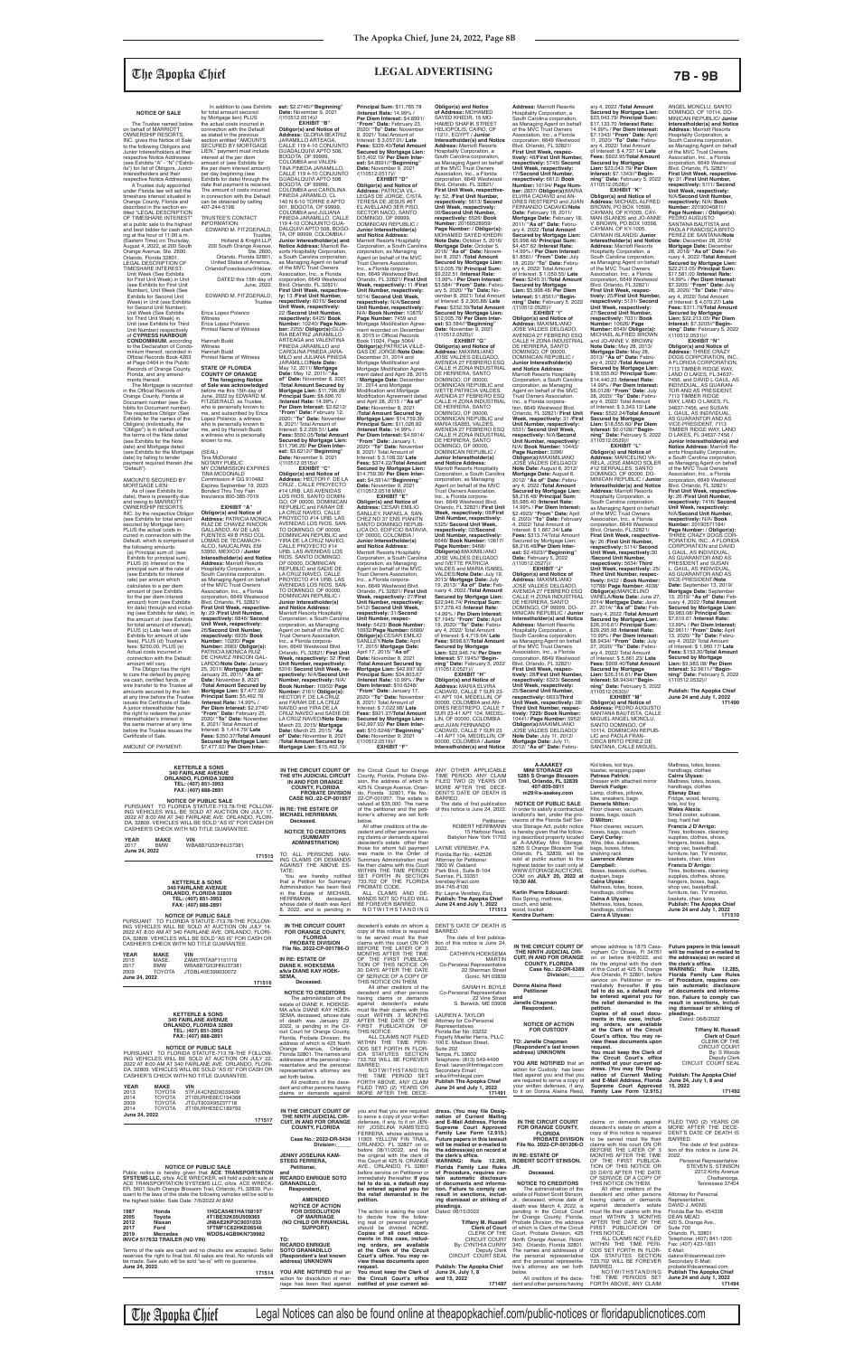**NOTICE OF SALE**

The Trustee named below on behalf of MARRIOTT OWNERSHIP RESORTS, INC. gives this Notice of Sale to the following Obligors and Junior Interestholders at their respective Notice Addresses (see Exhibits "A" - "N" ("Exhibits") for list of Obligors, Junior Interestholders and their respective Notice Addresses).

A Trustee duly appointed under Florida law will sell the timeshare interest situated in Orange County, Florida and described in the section entitled "LEGAL DESCRIPTION OF TIMESHARE INTEREST" at a public sale to the highest and best bidder for cash starting at the hour of 11:00 a.m. (Eastern Time) on Thursday, August 4, 2022, at 200 South Orange Avenue, Ste. 2600, Orlando, Florida 32801.

LEGAL DESCRIPTION OF TIMESHARE INTEREST:

Unit Week (See Exhibits for First Unit Week) in Unit (see Exhibits for First Unit Number), Unit Week (See Exhibits for Second Unit Week) in Unit (see Exhibits for Second Unit Number), Unit Week (See Exhibits for Third Unit Week) in Unit (see Exhibits for Third Unit Number) respectively of **CYPRESS HARBOUR CONDOMINIUM**, according to the Declaration of Condominium thereof, recorded in Official Records Book 4263 at Page 0404 in the Public Records of Orange County, Florida, and any amendments thereof.

The Mortgage is recorded in the Official Records of Orange County, Florida at Document number (see Exhibits for Document number). The respective Obligor (See Exhibits for the names of the Obligors) (individually, the "Obligor") is in default under the terms of the Note dated (see Exhibits for the Note date) and Mortgage dated (see Exhibits for the Mortgage date) by failing to tender payment required therein (the "Default").

AMOUNTS SECURED BY MORTGAGE LIEN:

As of (see Exhibits for date), there is presently due and owing to MARRIOTT OWNERSHIP RESORTS, INC. by the respective Obligor (see Exhibits for total amount secured by Mortgage lien) PLUS the actual costs incurred in connection with the Default, which is comprised of the following amounts:

(a) Principal sum of: (see Exhibits for principal sum), PLUS (b) interest on the principal sum at the rate of (see Exhibits for interest rate) per annum which calculates to a per diem amount of (see Exhibits for the per diem interest amount) from (see Exhibits for date) through and including (see Exhibits for date), in the amount of: (see Exhibits for total amount of interest), PLUS (c) Late fees of: (see Exhibits for amount of late fees), PLUS (d) trustee's fees: $250.00, PLUS (e) Actual costs incurred in connection with the Default: amount will vary.

The Obligor has the right to cure the default by paying via cash, certified funds, or wire transfer to the Trustee all amounts secured by the lien at any time before the Trustee issues the Certificate of Sale. A junior interestholder has the right to redeem the junior interestholder's interest in the same manner at any time before the Trustee issues the Certificate of Sale.

AMOUNT OF PAYMENT: In addition to (see Exhibits for total amount secured by Mortgage lien) PLUS the actual costs incurred in connection with the Default as stated in the previous section entitled "AMOUNTS SECURED BY MORTGAGE LIEN," payment must include interest at the per diem amount of (see Exhibits for the per diem interest amount) per day beginning (see Exhibits for date) through the date that payment is received. The amount of costs incurred in connection with the Default can be obtained by calling 407-244-5198.

TRUSTEE'S CONTACT INFORMATION:

EDWARD M. FITZGERALD, Trustee,
Holland & Knight LLP,
200 South Orange Avenue, Ste. 2600,
Orlando, Florida 32801,
United States of America,
OrlandoForeclosure@hklaw.com.

DATED this 15th day of June, 2022.

EDWARD M. FITZGERALD, Trustee

Erica Lopez Polanco
Witness
Erica Lopez Polanco
Printed Name of Witness

Hannah Budd
Witness
Hannah Budd
Printed Name of Witness

**STATE OF FLORIDA**
**COUNTY OF ORANGE**

**The foregoing Notice of Sale was acknowledged** before me this 15th day of June, 2022 by EDWARD M. FITZGERALD, as Trustee, who is personally known to me, and subscribed by Erica Lopez Polanco, a witness who is personally known to me, and by Hannah Budd, a witness who is personally known to me.

(SEAL)
Tina McDonald
NOTARY PUBLIC
MY COMMISSION EXPIRES
TINA MCDONALD
Commission # GG 910482
Expires September 19, 2023
Bonded Thru Troy Fain Insurance 800-385-7019

**EXHIBIT "A"**

**Obligor(s) and Notice of Address:** PATRICIA MONICA RUIZ DE CHAVEZ RINCON GALLARDO, AV DE LAS FUENTES 49 B PISO C/L LOMAS DE TECAMACH-ALCO, NAUCALPAN, EM 53950, MEXICO / **Junior Interestholder(s) and Notice Address:** Marriott Resorts Hospitality Corporation, a South Carolina corporation, as Managing Agent on behalf of the MVC Trust Owners Association, Inc., a Florida corporation, 6649 Westwood Blvd. Orlando, FL 32821/ **First Unit Week, respectively: 29 /First Unit Number, respectively:** 6846/ **Second Unit Week, respectively:** 26/**Second Unit Number, respectively:** 6335/ **Book Number:** 10280/ **Page Number:** 2683/ **Obligor(s):**PATRICIA MONICA RUIZ DE CHAVEZ RINCON GALLARDO/**Note Date:** January 25, 2011/ **Mortgage Date:** January 25, 2011/ **"As of" Date:** November 8, 2021 /**Total Amount Secured by Mortgage Lien:** $7,477.92/ **Principal Sum:** $5,462.76 /**Interest Rate:** 14.99% / **Per Diem Interest:** $2.2746/ **"From" Date:** February 25, 2020/ **"To" Date:** November 8, 2021/ Total Amount of Interest: $ 1,414.79/ **Late Fees:** $350.37/**Total Amount Secured by Mortgage Lien:** $7,477.92/ **Per Diem Interest:** $2.2746//**"Beginning" Date:** November 9, 2021 /(110512.0514)//

**EXHIBIT "B"**

**Obligor(s) and Notice of Address:** GLORIA BEATRIZ JARAMILLO ARTEAGA, CALLE 110 4-10 CONJUNTO GUADALQUIVIR APTO 508, BOGOTA, OF 99999, COLOMBIA and VALENTINA PINEDA JARAMILLO, CALLE 110 4-10 CONJUNTO GUADALQUIVIR APTO 508, BOGOTA, OF 99999, COLOMBIA and CAROLINA PINEDA JARAMILLO, CALLE 140 N 6-10 TORRE 6 APTO 901, BOGOTA, OF 99999, COLOMBIA and JULIANA PINEDA JARAMILLO, CALLE 110 4-10 CONJUNTO GUADALQUIVIR APTO 508, BOGOTA, OF 99999, COLOMBIA / **Junior Interestholder(s) and Notice Address:** Marriott Resorts Hospitality Corporation, a South Carolina corporation, as Managing Agent on behalf of the MVC Trust Owners Association, Inc., a Florida corporation, 6649 Westwood Blvd. Orlando, FL 32821/ **First Unit Week, respectively: 13 /First Unit Number, respectively:** 5515/ **Second Unit Week, respectively:** 22 /**Second Unit Number, respectively:** 6425/ **Book Number:** 10240/ **Page Number:** 2647/ **Obligor(s):**GLORIA BEATRIZ JARAMILLO ARTEAGA and VALENTINA PINEDA JARAMILLO and CAROLINA PINEDA JARAMILLO and JULIANA PINEDA JARAMILLO/**Note Date:** May 12, 2011/ **Mortgage Date:** May 12, 2011/ **"As of" Date:** November 8, 2021 /**Total Amount Secured by Mortgage Lien:** $11,796.26/ **Principal Sum:** $8,696.10 /**Interest Rate:** 14.99% / **Per Diem Interest:** $3.6212/ **"From" Date:** February 12, 2020/ **"To" Date:** November 8, 2021/ Total Amount of Interest: $ 2,299.47/ **Late Fees:** $550.69/**Total Amount Secured by Mortgage Lien:** $11,796.26/ **Per Diem Interest:** $3.6212//**"Beginning" Date:** November 9, 2021 /(110512.0515)//

**EXHIBIT "C"**

**Obligor(s) and Notice of Address:** HECTOR F. DE LA CRUZ , CALLE PROYECTO #14 URB. LAS AVENIDAS LOS RIOS, SANTO DOMINGO, OF 00000, DOMINICAN REPUBLIC and FARAH DE LA CRUZ NAVEO, CALLE PROYECTO #14 URB. LAS AVENIDAS LOS RIOS, SANTO DOMINGO, OF 00000, DOMINICAN REPUBLIC and YIRA DE LA CRUZ NAVEO, CALLE PROYECTO #14 URB. LAS AVENIDAS LOS RIOS, SANTO DOMINGO, OF 00000, DOMINICAN REPUBLIC and SADIE DE LA CRUZ NAVEO, CALLE PROYECTO #14 URB. LAS AVENIDAS LOS RIOS, SANTO DOMINGO, OF 00000, DOMINICAN REPUBLIC / **Junior Interestholder(s) and Notice Address:** Marriott Resorts Hospitality Corporation, a South Carolina corporation, as Managing Agent on behalf of the MVC Trust Owners Association, Inc., a Florida corporation, 6649 Westwood Blvd. Orlando, FL 32821/ **First Unit Week, respectively:** 32 /**First Unit Number, respectively:** 5316/ **Second Unit Week, respectively:** N/A/**Second Unit Number, respectively:** N/A/ **Book Number:** 10609/ **Page Number:** 2161/ **Obligor(s):**HECTOR F. DE LA CRUZ and FARAH DE LA CRUZ NAVEO and YIRA DE LA CRUZ NAVEO and SADIE DE LA CRUZ NAVEO/**Note Date:** March 23, 2015/ **Mortgage Date:** March 23, 2015/ **"As of" Date:** November 8, 2021 /**Total Amount Secured by Mortgage Lien:** $15,402.19/ **Principal Sum:** $11,765.78 /**Interest Rate:** 14.99% / **Per Diem Interest:** $4.8991/ **"From" Date:** February 23, 2020/ **"To" Date:** November 8, 2021/ Total Amount of Interest: $ 3,057.01/ **Late Fees:** $329.40/**Total Amount Secured by Mortgage Lien:** $15,402.19/ **Per Diem Interest:** $4.8991//**"Beginning" Date:** November 9, 2021 /(110512.0517)//

**EXHIBIT "D"**

**Obligor(s) and Notice of Address:** PATRICIA VILLEGAS DE JORGE, CISTA TERRA BELTRAN CALLE EL AVELLANO 3ER PISO, SECTOR NACO, SANTO DOMINGO, OF 99999, DOMINICAN REPUBLIC / **Junior Interestholder(s) and Notice Address:** Marriott Resorts Hospitality Corporation, a South Carolina corporation, as Managing Agent on behalf of the MVC Trust Owners Association, Inc., a Florida corporation, 6649 Westwood Blvd. Orlando, FL 32821/ **First Unit Week, respectively:** 11 /**First Unit Number, respectively:** 5014/ **Second Unit Week, respectively:** N/A/**Second Unit Number, respectively:** N/A/ **Book Number:** 10875/ **Page Number:** 7459 and Mortgage Modification Agreement recorded December 31, 2014 and Mortgage Modification and Mortgage Modification Agreement dated and April 28, 2015 / **Obligor(s):**PATRICIA VILLEGAS DE JORGE/**Note Date:** December 31, 2014 and Mortgage Modification and Mortgage Modification Agreement dated and April 28, 2015 /**Mortgage Date:** December 31, 2014 and Mortgage Modification and Mortgage Modification Agreement dated and April 28, 2015 /**"As of" Date:** November 8, 2021 /**Total Amount Secured by Mortgage Lien:** $14,759.39/ **Principal Sum:** $11,008.82 /**Interest Rate:** 14.99% / **Per Diem Interest:** $4.5914/ **"From" Date:** January 1, 2020/ **"To" Date:** November 8, 2021/ Total Amount of Interest: $ 3,108.32/ **Late Fees:** $374.24/**Total Amount Secured by Mortgage Lien:** $14,759.39/ **Per Diem Interest:** $4.5914//**"Beginning" Date:** November 9, 2021 /(110512.0518 MM)//

**EXHIBIT "E"**

**Obligor(s) and Notice of Address:** CESAR EMILIO SANJUR, RAFAEL A. SANCHEZ #89 ENSANCHE PIANTI, SANTO DOMINGO REPUBLICA DOM. EDIFICIO BATAVIA, OF 00000, COLOMBIA / **Junior Interestholder(s) and Notice Address:** Marriott Resorts Hospitality Corporation, a South Carolina corporation, as Managing Agent on behalf of the MVC Trust Owners Association, Inc., a Florida corporation, 6649 Westwood Blvd. Orlando, FL 32821/ **First Unit Week, respectively:** 27 /**First Unit Number, respectively:** 6816/ **Second Unit Week, respectively:** 31/**Second Unit Number, respectively:** 5423/ **Book Number:** 10952/**Page Number:** 8886/ **Obligor(s):**CESAR EMILIO SANJUR/**Note Date:** April 17, 2015/ **Mortgage Date:** April 17, 2015/ **"As of" Date:** November 8, 2021 /**Total Amount Secured by Mortgage Lien:** $42,997.50/ **Principal Sum:** $34,805.67 /**Interest Rate:** 10.99% / **Per Diem Interest:** $10.6249/ **"From" Date:** January 17, 2020/ **"To" Date:** November 8, 2021/ Total Amount of Interest: $ 7,065.60/ **Late Fees:** $921.27/**Total Amount Secured by Mortgage Lien:** $42,997.50/ **Per Diem Interest:** $10.6249//**"Beginning" Date:** November 9, 2021 /(110512.0519)//

**EXHIBIT "F"**

**Obligor(s) and Notice of Address:** MOHAMED SAYED KHIDER, 15 MOHAMED SHAFIK STREET HELIOPOLIS, CAIRO, OF 11211, EGYPT / **Junior Interestholder(s) and Notice Address:** Marriott Resorts Hospitality Corporation, a South Carolina corporation, as Managing Agent on behalf of the MVC Trust Owners Association, Inc., a Florida corporation, 6649 Westwood Blvd. Orlando, FL 32821/ **First Unit Week, respectively:** 05 /**First Unit Number, respectively:** 6526/ **Book Number:** 2016020285/ **Page Number:** / **Obligor(s):**MOHAMED SAYED KHIDER/**Note Date:** October 5, 2016/ **Mortgage Date:** October 5, 2016/ **"As of" Date:** November 8, 2021 /**Total Amount Secured by Mortgage Lien:** $12,005.76/ **Principal Sum:** $9,222.51 /**Interest Rate:** 13.99% / **Per Diem Interest:** $3.584/ **"From" Date:** February 5, 2020/ **"To" Date:** November 8, 2021/ Total Amount of Interest: $ 2,300.88/ **Late Fees:** $232.39/**Total Amount Secured by Mortgage Lien:** $12,005.76/ **Per Diem Interest:** $3.584//**"Beginning" Date:** November 9, 2021 /(110512.0520)//

**EXHIBIT "G"**

**Obligor(s) and Notice of Address:** MAXIMILIANO JOSE VALDES DELGADO, AVENIDA 27 FEBRERO ESQ CALLE H ZONA INDUSTRIAL DE HERRERA, SANTO DOMINGO, OF 00000, DOMINICAN REPUBLIC and IVETTE PATRICIA VALDES, AVENIDA 27 FEBRERO ESQ CALLE H ZONA INDUSTRIAL DE HERRERA, SANTO DOMINGO, OF 00000, DOMINICAN REPUBLIC and MARIA ISABEL VALDES, AVENIDA 27 FEBRERO ESQ CALLE H ZONA INDUSTRIAL DE HERRERA, SANTO DOMINGO, OF 00000, DOMINICAN REPUBLIC / **Junior Interestholder(s) and Notice Address:** Marriott Resorts Hospitality Corporation, a South Carolina corporation, as Managing Agent on behalf of the MVC Trust Owners Association, Inc., a Florida corporation, 6649 Westwood Blvd. Orlando, FL 32821/ **First Unit Week, respectively:** 05/**First Unit Number, respectively:** 5325/ **Second Unit Week, respectively:** N/A/**Second Unit Number, respectively:** 6649/ **Book Number:** 10617/ **Page Number:** 9466/ **Obligor(s):**MAXIMILIANO JOSE VALDES DELGADO and IVETTE PATRICIA VALDES and MARIA ISABEL VALDES/**Note Date:** July 19, 2013/ **Mortgage Date:** July 19, 2013/ **"As of" Date:** February 4, 2022 /**Total Amount Secured by Mortgage Lien:** $22,945.74/ **Principal Sum:** $17,976.10 /**Interest Rate:** 14.99% / **Per Diem Interest:** $7.4849/ **"From" Date:** July 19, 2020/ **"To" Date:** February 4, 2022/ Total Amount of Interest: $ 4,719.64/ **Late Fees:** $499.67/**Total Amount Secured by Mortgage Lien:** $22,945.74/ **Per Diem Interest:** $7.4849//**"Beginning" Date:** February 5, 2022 /(110512.0521)//

**EXHIBIT "H"**

**Obligor(s) and Notice of Address:** MARIA ELVIRA CADAVID, CALLE 7 SUR 23 - 41 APT 104, MEDELLIN, OF 00000, COLOMBIA and ANDRES RESTREPO, CALLE 7 SUR 23-41 APT 104, MEDELLIN, OF 00000, COLOMBIA and JUAN FERNANDO CADAVID, CALLE 7 SUR 23 - 41 APT 104, MEDELLIN, OF 00000, COLOMBIA / **Junior Interestholder(s) and Notice Address:** Marriott Resorts Hospitality Corporation, a South Carolina corporation, as Managing Agent on behalf of the MVC Trust Owners Association, Inc., a Florida corporation, 6649 Westwood Blvd. Orlando, FL 32821/ **First Unit Week, respectively:** 48/**First Unit Number, respectively:** 5745/ **Second Unit Week, respectively:** 17/**Second Unit Number, respectively:** 6612/ **Book Number:** 10194/ **Page Number:** 2837/ **Obligor(s):**MARIA ELVIRA CADAVID and ANDRES RESTREPO and JUAN FERNANDO CADAVID/**Note Date:** February 18, 2011/ **Mortgage Date:** February 18, 2011/ **"As of" Date:** February 4, 2022 /**Total Amount Secured by Mortgage Lien:** $5,998.48/ **Principal Sum:** $4,457.62 /**Interest Rate:** 14.99% / **Per Diem Interest:** $1.8561/ **"From" Date:** July 18, 2020/ **"To" Date:** February 4, 2022/ Total Amount of Interest: $ 1,050.55/ **Late Fees:** $240.31/**Total Amount Secured by Mortgage Lien:** $5,998.48/ **Per Diem Interest:** $1.8561//**"Beginning" Date:** February 5, 2022 /(110512.0526)//

**EXHIBIT "I"**

**Obligor(s) and Notice of Address:** MAXIMILIANO JOSE VALDES DELGADO, AVENIDA 27 FEBRERO ESQ CALLE H ZONA INDUSTRIAL DE HERRERA, SANTO DOMINGO, OF 00000, DOMINICAN REPUBLIC / **Junior Interestholder(s) and Notice Address:** Marriott Resorts Hospitality Corporation, a South Carolina corporation, as Managing Agent on behalf of the MVC Trust Owners Association, Inc., a Florida corporation, 6649 Westwood Blvd. Orlando, FL 32821/ **First Unit Week, respectively:** 31 /**First Unit Number, respectively:** 5531/ **Second Unit Week, respectively:** N/A/**Second Unit Number, respectively:** N/A/ **Book Number:** 10443/ **Page Number:** 3396/ **Obligor(s):**MAXIMILIANO JOSE VALDES DELGADO/**Note Date:** August 6, 2012/ **Mortgage Date:** August 6, 2012/ **"As of" Date:** February 4, 2022 /**Total Amount Secured by Mortgage Lien:** $8,216.48/ **Principal Sum:** $5,985.40 /**Interest Rate:** 14.99% / **Per Diem Interest:** $2.4923/ **"From" Date:** April 6, 2020/ **"To" Date:** February 4, 2022/ Total Amount of Interest: $ 1,667.34/ **Late Fees:** $313.74/**Total Amount Secured by Mortgage Lien:** $8,216.48/**Per Diem Interest:** $2.4923//**"Beginning" Date:** February 5, 2022 /(110512.0527)//

**EXHIBIT "J"**

**Obligor(s) and Notice of Address:** MAXIMILIANO JOSE VALDES DELGADO, AVENIDA 27 FEBRERO ESQ CALLE H ZONA INDUSTRIAL DE HERRERA, SANTO DOMINGO, OF 99999, DOMINICAN REPUBLIC / **Junior Interestholder(s) and Notice Address:** Marriott Resorts Hospitality Corporation, a South Carolina corporation, as Managing Agent on behalf of the MVC Trust Owners Association, Inc., a Florida corporation, 6649 Westwood Blvd. Orlando, FL 32821/ **First Unit Week, respectively:** 28/**First Unit Number, respectively:** 6323/**Second Unit Week, respectively:** 25/**Second Unit Number, respectively:** 6633/**Third Unit Week, respectively:** 28/ **Third Unit Number, respectively:** 7225/ **Book Number:** 10441/ **Page Number:** 5952/ **Obligor(s):**MAXIMILIANO JOSE VALDES DELGADO/**Note Date:** July 11, 2012/ **Mortgage Date:** July 11, 2012/ **"As of" Date:** February 4, 2022 /**Total Amount Secured by Mortgage Lien:** $23,043.79/ **Principal Sum:** $17,133.70 /**Interest Rate:** 14.99% / **Per Diem Interest:** $7.1343/ **"From" Date:** April 11, 2020/ **"To" Date:** February 4, 2022/ Total Amount of Interest: $ 4,737.14/ **Late Fees:** $922.95/**Total Amount Secured by Mortgage Lien:** $23,043.79/ **Per Diem Interest:** $7.1343//**"Beginning" Date:** February 5, 2022 /(110512.0528)//

**EXHIBIT "K"**

**Obligor(s) and Notice of Address:** MICHAEL ALFRED BROWN, PO BOX 10599, CAYMAN, OF KY1005, CAYMAN ISLANDS and JO-ANNE V. BROWN, PO BOX 10599, CAYMAN, OF KY-1005, CAYMAN ISLANDS / **Junior Interestholder(s) and Notice Address:** Marriott Resorts Hospitality Corporation, a South Carolina corporation, as Managing Agent on behalf of the MVC Trust Owners Association, Inc., a Florida corporation, 6649 Westwood Blvd. Orlando, FL 32821/ **First Unit Week, respectively:** 25/**First Unit Number, respectively:** 5131/ **Second Unit Week, respectively:** 27/**Second Unit Number, respectively:** 7031/ **Book Number:** 10620/ **Page Number:** 8649/ **Obligor(s):**MICHAEL ALFRED BROWN and JO-ANNE V. BROWN/ **Note Date:** May 28, 2013/ **Mortgage Date:** May 28, 2013/ **"As of" Date:** February 4, 2022 /**Total Amount Secured by Mortgage Lien:** $18,555.60/ **Principal Sum:** $14,440.23 /**Interest Rate:** 14.99% / **Per Diem Interest:** $6.0128/ **"From" Date:** July 28, 2020/ **"To" Date:** February 4, 2022/ Total Amount of Interest: $ 3,343.13/ **Late Fees:** $522.24/**Total Amount Secured by Mortgage Lien:** $18,555.60/ **Per Diem Interest:** $6.0128//**"Beginning" Date:** February 5, 2022 /(110512.0529)//

**EXHIBIT "L"**

**Obligor(s) and Notice of Address:** MARCELINO VARELA, JOSE AMADO SOLER #12 SERRALLES, SANTO DOMINGO, OF 00000, DOMINICAN REPUBLIC / **Junior Interestholder(s) and Notice Address:** Marriott Resorts Hospitality Corporation, a South Carolina corporation, as Managing Agent on behalf of the MVC Trust Owners Association, Inc., a Florida corporation, 6649 Westwood Blvd. Orlando, FL 32821/ **First Unit Week, respectively:** 26 /**First Unit Number, respectively:** 5114/ **Second Unit Week, respectively:** 26 /**Second Unit Number, respectively:** 5722/ **Third Unit Week, respectively:** 25/ **Third Unit Number, respectively:** 6432 / **Book Number:** 10786/ **Page Number:** 4938/ **Obligor(s):**MARCELINO VARELA/**Note Date:** June 27, 2014/ **Mortgage Date:** June 27, 2014/ **"As of" Date:** February 4, 2022 /**Total Amount Secured by Mortgage Lien:** $26,316.61/ **Principal Sum:** $20,295.98 /**Interest Rate:** 10.99% / **Per Diem Interest:** $6.9434/ **"From" Date:** July 27, 2020/ **"To" Date:** February 4, 2022/ Total Amount of Interest: $ 3,867.23/ **Late Fees:** $909.40/**Total Amount Secured by Mortgage Lien:** $26,316.61/ **Per Diem Interest:** $6.9434//**"Beginning" Date:** February 5, 2022 /(110512.0530)//

**EXHIBIT "M"**

**Obligor(s) and Notice of Address:** PEDRO AUGUSTO SANTANA BAUTISTA, CALLE MIGUEL ANGEL MONCLU, SANTO DOMINGO, OF 10114, DOMINICAN REPUBLIC and PAOLA FRANCISCA BRITO PEREZ DE SANTANA, CALLE MIGUEL ANGEL MONCLU, SANTO DOMINGO, OF 10114, DOMINICAN REPUBLIC / **Junior Interestholder(s) and Notice Address:** Marriott Resorts Hospitality Corporation, a South Carolina corporation, as Managing Agent on behalf of the MVC Trust Owners Association, Inc., a Florida corporation, 6649 Westwood Blvd. Orlando, FL 32821/ **First Unit Week, respectively:** 31 /**First Unit Number, respectively:** 5111/ **Second Unit Week, respectively:** N/A/**Second Unit Number, respectively:** N/A/ **Book Number:** 20190046811/ **Page Number:** / **Obligor(s):** PEDRO AUGUSTO SANTANA BAUTISTA and PAOLA FRANCISCA BRITO PEREZ DE SANTANA/**Note Date:** December 28, 2018/ **Mortgage Date:** December 28, 2018/ **"As of" Date:** February 4, 2022 /**Total Amount Secured by Mortgage Lien:** $22,213.05/ **Principal Sum:** $17,581.08 /**Interest Rate:** 14.99% / **Per Diem Interest:** $7.3205/ **"From" Date:** July 28, 2020/ **"To" Date:** February 4, 2022/ Total Amount of Interest: $ 4,070.27/ **Late Fees:** $311.70/**Total Amount Secured by Mortgage Lien:** $22,213.05/ **Per Diem Interest:** $7.3205//**"Beginning" Date:** February 5, 2022 /(110512.0531)//

**EXHIBIT "N"**

**Obligor(s) and Notice of Address:** THREE CRAZY DOGS CORPORATION, INC., A FLORIDA CORPORATION, 7113 TIMBER RIDGE WAY, LAND O LAKES, FL 34637-7456, and DAVID L GAUL, AS INDIVIDUAL, AS GUARANTOR AND AS PRESIDENT, 7113 TIMBER RIDGE WAY, LAND O LAKES, FL 34637-7456, and SUSAN L GAUL, AS INDIVIDUAL, AS GUARANTOR AND AS VICE-PRESIDENT, 7113 TIMBER RIDGE WAY, LAND O LAKES, FL 34637-7456 / **Junior Interestholder(s) and Notice Address:** Marriott Resorts Hospitality Corporation, a South Carolina corporation, as Managing Agent on behalf of the MVC Trust Owners Association, Inc., a Florida corporation, 6649 Westwood Blvd. Orlando, FL 32821/ **First Unit Week, respectively:** 26 /**First Unit Number, respectively:** 7416/ **Second Unit Week, respectively:** N/A/**Second Unit Number, respectively:** N/A/ **Book Number:** 20190571184/ **Page Number:** / **Obligor(s):** THREE CRAZY DOGS CORPORATION, INC., A FLORIDA CORPORATION and DAVID L GAUL, AS INDIVIDUAL, AS GUARANTOR AND AS PRESIDENT and SUSAN L GAUL, AS INDIVIDUAL, AS GUARANTOR AND AS VICE-PRESIDENT/**Note Date:** September 13, 2019/ **Mortgage Date:** September 13, 2019/ **"As of" Date:** February 4, 2022 /**Total Amount Secured by Mortgage Lien:** $9,983.08/ **Principal Sum:** $7,613.61 /**Interest Rate:** 13.99% / **Per Diem Interest:** $2.9611/ **"From" Date:** April 13, 2020/ **"To" Date:** February 4, 2022/ Total Amount of Interest: $ 1,963.17/ **Late Fees:** $153.30/**Total Amount Secured by Mortgage Lien:** $9,983.08/ **Per Diem Interest:** $2.9611//**"Beginning" Date:** February 5, 2022 /(110512.0532)//

**Publish: The Apopka Chief**
**June 24 and July 1, 2022**
**171490**

---

**KETTERLE & SONS**
**340 FAIRLANE AVENUE**
**ORLANDO, FLORIDA 32809**
**TEL: (407) 851-3953**
**FAX: (407) 888-2891**

**NOTICE OF PUBLIC SALE**

PURSUANT TO FLORIDA STATUTE-713.78-THE FOLLOWING VEHICLES WILL BE SOLD AT AUCTION ON JULY 17, 2022 AT 8:00 AM AT 340 FAIRLANE AVE. ORLANDO, FLORIDA, 32809. VEHICLES WILL BE SOLD "AS IS" FOR CASH OR CASHIER'S CHECK WITH NO TITLE GUARANTEE.

| YEAR | MAKE | VIN |
|---|---|---|
| 2017 | BMW | WBA8B7G53HNU37381 |

**June 24, 2022**

171515

---

**KETTERLE & SONS**
**340 FAIRLANE AVENUE**
**ORLANDO, FLORIDA 32809**
**TEL: (407) 851-3953**
**FAX: (407) 888-2891**

**NOTICE OF PUBLIC SALE**

PURSUANT TO FLORIDA STATUTE-713.78-THE FOLLOWING VEHICLES WILL BE SOLD AT AUCTION ON JULY 14, 2022 AT 8:00 AM AT 340 FAIRLANE AVE. ORLANDO, FLORIDA, 32809. VEHICLES WILL BE SOLD "AS IS" FOR CASH OR CASHIER'S CHECK WITH NO TITLE GUARANTEE.

| YEAR | MAKE | VIN |
|---|---|---|
| 2015 | MAZE | ZAM57RTA9F1151119 |
| 2017 | BMW | WBA8B7G35HNU37381 |
| 2000 | TOYOTA | JTDBL40E399030072 |

**June 24, 2022**

171516

---

**KETTERLE & SONS**
**340 FAIRLANE AVENUE**
**ORLANDO, FLORIDA 32809**
**TEL: (407) 851-3953**
**FAX: (407) 888-2891**

**NOTICE OF PUBLIC SALE**

PURSUANT TO FLORIDA STATUTE-713.78-THE FOLLOWING VEHICLES WILL BE SOLD AT AUCTION ON JULY 22, 2022 AT 8:00 AM AT 340 FAIRLANE AVE. ORLANDO, FLORIDA, 32809. VEHICLES WILL BE SOLD "AS IS" FOR CASH OR CASHIER'S CHECK WITH NO TITLE GUARANTEE.

| YEAR | MAKE | VIN |
|---|---|---|
| 2013 | TOYOTA | 5TFJX4CN5DX033409 |
| 2014 | TOYOTA | 2T1BURHE5EC194368 |
| 2009 | TOYOTA | JTDJT903X95273718 |
| 2014 | TOYOTA | 2T1BURHE5EC189792 |

**June 24, 2022**

171517

---

**NOTICE OF PUBLIC SALE**

Public notice is hereby given that **ACE TRANSPORTATION SYSTEMS LLC,** d/b/a ACE WRECKER, will hold a public sale at ACE TRANSPORTATION SYSTEMS LLC, d/b/a ACE WRECKER, 5601 South Orange Blossom Trail, Orlando, FL 32839. Pursuant to the laws of the state the following vehicles will be sold to the highest bidder. Sale Date: 7/8/2022 At 8AM

| | | |
|---|---|---|
| 1987 | Honda | 1HGCA5481HA158197 |
| 2005 | Toyota | 4T1BE32K95U559585 |
| 2012 | Nissan | JN8AZ2KR2CT301933 |
| 2017 | Ford | 1FTMF1CB2HKE06548 |
| 2019 | Mercedes | WDDSJ4GB9KN729882 |

**INV# S17632 TRAILER (NO VIN)**

Terms of the sale are cash and no checks are accepted. Seller reserves the right to final bid. All sales are final. No refunds will be made. Sale auto will be sold "as-is" with no guarantees.

**June 24, 2022**

171514

---

**IN THE CIRCUIT COURT OF THE 9TH JUDICIAL CIRCUIT IN AND FOR ORANGE COUNTY, FLORIDA PROBATE DIVISION CASE NO.:22-CP-001957**

**IN RE: THE ESTATE OF MICHAEL HERRMANN, Deceased.**

**NOTICE TO CREDITORS (SUMMARY ADMINISTRATION)**

TO ALL PERSONS HAVING CLAIMS OR DEMANDS AGAINST THE ABOVE ESTATE:

You are hereby notified that a Petition for Summary Administration has been filed in the Estate of MICHAEL HERRMANN, deceased, whose date of death was April 8, 2022, and is pending in the Circuit Court for Orange County, Florida, Probate Division, the address of which is 425 N. Orange Avenue, Orlando, Florida 32801, File No. 22-CP-001957. The estate is valued at $35,000. The name of the petitioner and the petitioner's attorney are set forth below.

All other creditors of the decedent and other persons having claims or demands against decedent's estate other than those for whom full payment was made in the Order of Summary Administration must file their claims with this Court WITHIN THE TIME PERIOD SET FORTH IN SECTION 733.702 OF THE FLORIDA PROBATE CODE.

ALL CLAIMS AND DEMANDS NOT SO FILED WILL BE FOREVER BARRED.

NOTWITHSTANDING ANY OTHER APPLICABLE TIME PERIOD, ANY CLAIM FILED TWO (2) YEARS OR MORE AFTER THE DECEDENT'S DATE OF DEATH IS BARRED.

The date of first publication of this notice is June 24, 2022.

Petitioner:
ROBERT HERRMANN
15 Harbour Road,
Babylon New York 11702

LAYNE VEREBAY, P.A.
Florida Bar No.: 442526
Attorney for Petitioner
7600 W. Oakland
Park Blvd., Suite B-104
Sunrise, FL 33351
lverebay@aol.com
954-745-8100
By: Layne Verebay, Esq.
**Publish: The Apopka Chief**
**June 24 and July 1, 2022**
**171513**

---

**IN THE CIRCUIT COURT FOR ORANGE COUNTY, FLORIDA PROBATE DIVISION File No. 2022-CP-001786-O**

**IN RE: ESTATE OF DIANE K. HOEKSEMA a/k/a DIANE KAY HOEKSEMA, Deceased.**

**NOTICE TO CREDITORS**

The administration of the estate of DIANE K. HOEKSEMA a/k/a DIANE KAY HOEKSEMA, deceased, whose date of death was January 22, 2022, is pending in the Circuit Court for Orange County, Florida, Probate Division, the address of which is 425 North Orange Avenue, Orlando, Florida 32801. The names and addresses of the personal representatives and the personal representative's attorney are set forth below.

All creditors of the decedent and other persons having claims or demands against decedent's estate on whom a copy of this notice is required to be served must file their claims with this court ON OR BEFORE THE LATER OF 3 MONTHS AFTER THE TIME OF THE FIRST PUBLICATION OF THIS NOTICE OR 30 DAYS AFTER THE DATE OF SERVICE OF A COPY OF THIS NOTICE ON THEM.

All other creditors of the decedent and other persons having claims or demands against decedent's estate must file their claims with this court WITHIN 3 MONTHS AFTER THE DATE OF THE FIRST PUBLICATION OF THIS NOTICE.

ALL CLAIMS NOT FILED WITHIN THE TIME PERIODS SET FORTH IN FLORIDA STATUTES SECTION 733.702 WILL BE FOREVER BARRED.

NOTWITHSTANDING THE TIME PERIODS SET FORTH ABOVE, ANY CLAIM FILED TWO (2) YEARS OR MORE AFTER THE DECEDENT'S DATE OF DEATH IS BARRED.

The date of first publication of this notice is June 24, 2022.

CATHRYN HOEKSEMA MARTIN
Co-Personal Representative
22 Sherman Street
Gorec, NH 03839

SARAH H. BOYLE
Co-Personal Representative
22 Vine Street
S. Berwick, ME 03908

LAUREN A. TAYLOR
Attorney for Co-Personal Representatives
Florida Bar No. 93232
Hill Ward Henderson, PLLC
100 E. Madison Street, Suite 202
Tampa, FL 33602
Telephone: (813) 549-4490
Email: lauren.taylor@hwhlaw.com
Secondary Email: erika.ritter@hwhlaw.com
**Publish: The Apopka Chief**
**June 24 and July 1, 2022**
**171491**

---

**IN THE CIRCUIT COURT OF THE NINTH JUDICIAL CIRCUIT, IN AND FOR ORANGE COUNTY, FLORIDA**

**Case No.: 2022-DR-5434**
**Division:____**

**JENNY JOSELINA KAMSTEEG FERREIRA,**
**Petitioner,**

**and**

**RICARDO ENRIQUE SOTO GRANADILLO,**
**Respondent.**

**AMENDED NOTICE OF ACTION FOR DISSOLUTION OF MARRIAGE (NO CHILD OR FINANCIAL SUPPORT)**

**TO:**
**RICARDO ENRIQUE SOTO GRANADILLO (Respondent's last known address) UNKNOWN**

**YOU ARE NOTIFIED** that an action for dissolution of marriage has been filed against you and that you are required to serve a copy of your written defenses, if any, to it on JENNY JOSELINA KAMSTEEG FERREIRA, whose address is 11905 YELLOW FIN TRAIL, ORLANDO, FL 32827 on or before 08/11/2022, and file the original with the clerk of this Court at 425 N. Orange AVE., ORLANDO, FL 32801 before service on Petitioner or immediately thereafter. **If you fail to do so, a default may be entered against you for the relief demanded in the petition.**

The action is asking the court to decide how the following real or personal property should be divided: **none. Copies of all court documents in this case, including orders, are available at the Clerk of the Circuit Court's office. You may review these documents upon request.**

**You must keep the Clerk of the Circuit Court's office notified of your current address. (You may file Designation of Current Mailing and E-Mail Address, Florida Supreme Court Approved Family Law Form 12.915.) Future papers in this lawsuit will be mailed or e-mailed to the address(es) on record at the clerk's office.**

**WARNING: Rule 12.285, Florida Family Law Rules of Procedure, requires certain automatic disclosure of documents and information. Failure to comply can result in sanctions, including dismissal or striking of pleadings.**

Dated: 06/15/2022

**Tiffany M. Russell**
**Clerk of Court**
CLERK OF THE CIRCUIT COURT
By: CYNTHIA CURRY
Deputy Clerk
CIRCUIT COURT SEAL
**Publish: The Apopka Chief**
**June 24, July 1, 8 and 15, 2022**
**171487**

---

**A-AAAKEY MINI STORAGE #29**
**5285 S Orange Blossom Trail, Orlando, FL 32839**
**407-859-5911**
**m29@a-aaakey.com**

**NOTICE OF PUBLIC SALE**

In order to satisfy a contractual landlord's lien, under the provisions of the Florida Self Service Storage Act, public notice is hereby given that the following described property located at A-AAAKey Mini Storage, 5285 S Orange Blossom Trail Orlando, FL 32839, will be sold at public auction to the highest bidder for cash only at WWW.STORAGEAUCTIONS.COM on **JULY 20, 2022 at 10:30 AM.**

**Karlin Pierre Edouard:** Box Spring, mattress, couch, end table, wood, bucket
**Kendra Durham:** Kid bikes, kid toys, toaster, wrapping paper
**Patrese Patrick:** Dresser with attached mirror
**Derrick Fudge:** Lamp, clothes, pillows, tote, sneakers, bags
**Dennis Millner:** Floor cleaner, vacuum, boxes, bags, couch
**D Milton:** Floor cleaner, vacuum, boxes, bags, couch
**Caryl Corley:** Wire, tote, suitcases, bags, boxes, totes, walking rack
**Lawrence Alonzo Campbell:** Boxes, baskets, clothes, dustpan, bags
**Caina Ulysse:** Mattress, totes, boxes, handbags, clothes
**Caina A Ulysse:** Mattress, totes, boxes, handbags, clothes
**Caina A Ulysse:** Mattress, totes, boxes, handbags, clothes
**Caina Ulysse:** Mattress, totes, boxes, handbags, clothes
**Elenny Diaz:** Fridge, wood, fencing, tote, toll toy
**Waleo Wood:** Small cooler, suitcase, bag, hand tier
**Francis J D'Arrigo:** Tires, toolboxes, cleaning supplies, clothes, shoes, hangers, boxes, bags, shop vac, basketball, furniture, fan, TV monitor, baskets, stroller
**Francis D'Arrigo:** Tires, toolboxes, cleaning supplies, clothes, shoes, hangers, boxes, bags, shop vac, basketball, furniture, fan, TV monitor, baskets, stroller

**Publish: The Apopka Chief**
**June 24 and July 1, 2022**
**171510**

---

**IN THE CIRCUIT COURT OF THE NINTH JUDICIAL CIRCUIT, IN AND FOR ORANGE COUNTY, FLORIDA**

**Case No.: 22-DR-6389**
**Division:**

**Donna Alaina Reed**
**Petitioner**

**and**

**Janelle Chapman**
**Respondent.**

**NOTICE OF ACTION FOR CUSTODY**

**TO: Janelle Chapman (Respondent's last known address) UNKNOWN**

**YOU ARE NOTIFIED** that an action for Custody has been filed against you and that you are required to serve a copy of your written defenses, if any, to it on Donna Alaina Reed, whose address is 1875 Cassingham Cir Ocoee, Fl 34761 on or before 8/4/2022, and file the original with the clerk of this Court at 425 N. Orange Ave Orlando, Fl 32801, before service on Petitioner or immediately thereafter. **If you fail to do so, a default may be entered against you for the relief demanded in the petition.**

**Copies of all court documents in this case, including orders, are available at the Clerk of the Circuit Court's office. You may review these documents upon request.**

**You must keep the Clerk of the Circuit Court's office notified of your current address. (You may file Designation of Current Mailing and E-Mail Address, Florida Supreme Court Approved Family Law Form 12.915.) Future papers in this lawsuit will be mailed or e-mailed to the address(es) on record at the clerk's office.**

**WARNING: Rule 12.285, Florida Family Law Rules of Procedure, requires certain automatic disclosure of documents and information. Failure to comply can result in sanctions, including dismissal or striking of pleadings.**

Dated: 06/6/2022

**Tiffany M. Russell**
**Clerk of Court**
CLERK OF THE CIRCUIT COURT
By: S Woods
Deputy Clerk
CIRCUIT COURT SEAL
**Publish: The Apopka Chief**
**June 24, July 1, 8 and 15, 2022**
**171492**

---

**IN THE CIRCUIT COURT FOR ORANGE COUNTY, FLORIDA PROBATE DIVISION**
**File No. 2022-CP-001206-O**

**IN RE: ESTATE OF ROBERT SCOTT STINSON, JR.**
**Deceased.**

**NOTICE TO CREDITORS**

The administration of the estate of Robert Scott Stinson, Jr., deceased, whose date of death was March 4, 2022, is pending in the Circuit Court for Orange County, Florida, Probate Division, the address of which is Clerk of the Circuit Court, Probate Division, 425 North Orange Avenue, Room 340, Orlando, Florida 32801. The names and addresses of the personal representative and the personal representative's attorney are set forth below.

All creditors of the decedent and other persons having claims or demands against decedent's estate on whom a copy of this notice is required to be served must file their claims with this court ON OR BEFORE THE LATER OF 3 MONTHS AFTER THE TIME OF THE FIRST PUBLICATION OF THIS NOTICE OR 30 DAYS AFTER THE DATE OF SERVICE OF A COPY OF THIS NOTICE ON THEM.

All other creditors of the decedent and other persons having claims or demands against decedent's estate must file their claims with this court WITHIN 3 MONTHS AFTER THE DATE OF THE FIRST PUBLICATION OF THIS NOTICE.

ALL CLAIMS NOT FILED WITHIN THE TIME PERIODS SET FORTH IN FLORIDA STATUTES SECTION 733.702 WILL BE FOREVER BARRED.

NOTWITHSTANDING THE TIME PERIODS SET FORTH ABOVE, ANY CLAIM FILED TWO (2) YEARS OR MORE AFTER THE DECEDENT'S DATE OF DEATH IS BARRED.

The date of first publication of this notice is June 24, 2022.

Personal Representative:
STEVEN S. STINSON
3212 Kirby Avenue
Chattanooga, Tennessee 37404

Attorney for Personal Representative:
DAVID J. AKINS
Florida Bar No. 454338
DEAN MEAD
420 S. Orange Ave., Suite 700
Orlando, FL 32801
Telephone: (407) 841-1200
Fax: (407) 423-1831
E-Mail: dakins@deanmead.com
Secondary E-Mail: probate@deanmead.com
**Publish: The Apopka Chief**
**June 24 and July 1, 2022**
**171494**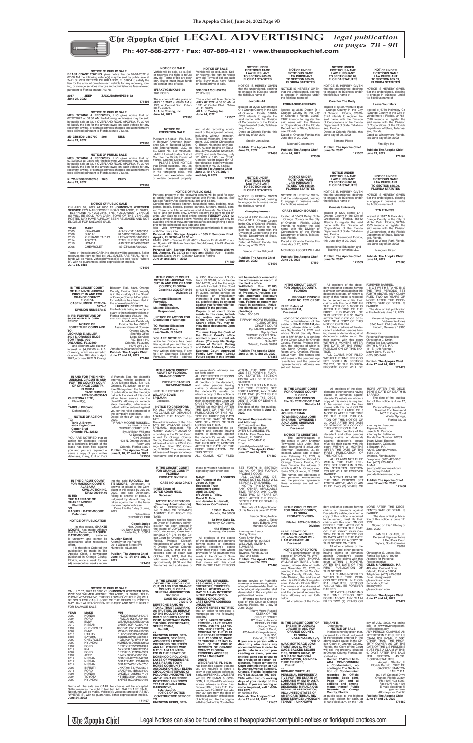# The Apopka Chief LEGAL ADVERTISING

*legal publication on pages 7B - 9B*

Ph: 407-886-2777 • Fax: 407-889-4121 • www.theapopkachief.com

**NOTICE OF PUBLIC SALE**

**BEAST COAST TOWING** gives notice that on 07/01/2022 at 07:00 AM the following vehicle(s) may be sold by public sale at 2421 SILVER METEOR DR ORLANDO, FL 32804 to satisfy the lien for the amount owed on each vehicle for any recovery, towing, or storage services charges and administrative fees allowed pursuant to Florida statute 713.78.

2017 JEEP ZACCJBAH0HPE64132

**June 24, 2022**

171495

**NOTICE OF PUBLIC SALE**

**MFSI TOWING & RECOVERY, LLC** gives notice that on 07/22/2022 at 08:30 AM the following vehicles(s) may be sold by public sale at 3274 OVERLAND ROAD APOPKA, FL 32703 to satisfy the lien for the amount owed on each vehicle for any recovery, towing, or storage services charges and administrative fees allowed pursuant to Florida statute 713.78.

3N1CB51D61L482700 2001 NISS

**June 24, 2022**

171508

**NOTICE OF PUBLIC SALE**

**MFSI TOWING & RECOVERY, LLC** gives notice that on 07/23/2022 at 08:30 AM the following vehicles(s) may be sold by public sale at 3274 OVERLAND ROAD APOPKA, FL 32703 to satisfy the lien for the amount owed on each vehicle for any recovery, towing, or storage services charges and administrative fees allowed pursuant to Florida statute 713.78.

KL7CJKSB9FB665248 2015 CHEV

**June 24, 2022**

171509

**NOTICE OF PUBLIC SALE**

ON JULY 07, 2022 AT 07:00 AT **JOHNSON'S WRECKER SERVICE** 7777 NARCOOSSEE ROAD ORLANDO, FL 32822, TELEPHONE 407-293-2540, THE FOLLOWING VEHICLE (S) WILL BE SOLD FOR CASH. SOME OF THE VEHICLES POSTED MAY HAVE ALREADY BEEN RELEASED AND NOT ELIGIBLE FOR SALVAGE SALE.

| YEAR | MAKE | VIN |
|---|---|---|
| 2005 | KAWASAKI | JKAEXVD115A090353 |
| 2008 | SUZUKI | KL5JD56Z08K848895 |
| 2013 | ZHEJIANG TAIZHO | LFFWKT3C8D1009531 |
| 2014 | TOYOTA | 2T1BURHE3EC191749 |
| 2010 | HONDA | JHMZE2H75AS032842 |
| 2006 | CHEVROLET | 1G1ZT63886F292529 |

Terms of the sale are CASH. No checks will be accepted. Seller reserves the right to final bid. ALL SALES ARE FINAL. No refunds will be made. Vehicle(s)/ vessel(s) are sold "as is", "where is", with no guarantees, either expressed or implied.

**June 24, 2022**

171496

**NOTICE OF SALE**

Vehicle will be sold, as is. Seller reserves the right to refuse any bid. Terms of bid are cash only. Buyer must have funds on hand at time of sale.

**1FBAX2YG3MKA66179**
2021 FORD

The auction will take place on **JULY 10 2022** at 08:00 AM at 1331 W. Central Blvd., Orlando, FL 32805.
**All Auto Towing, Inc.**
**June 24, 2022**

171506

**NOTICE OF SALE**

Vehicle will be sold, as is. Seller reserves the right to refuse any bid. Terms of bid are cash only. Buyer must have funds on hand at time of sale.

**3N1CN7AP6CL837239**
2012 NISS

The auction will take place on **JULY 07 2022** at 08:00 AM at 1331 W. Central Blvd., Orlando, FL 32805.
**All Auto Towing, Inc.**
**June 24, 2022**

171507

**NOTICE OF EXECUTION SALE**

Pursuant to § 56.21, Fla. Stat., in Hanover American Insurance Co. v. Tattooed Millionaire Entertainment, LLC, et al., Case No. 6:21mc00026-JA-LRH, United States District Court for the Middle District of Florida, Orlando Division.

PLEASE TAKE NOTICE that Eventi Auctions, Inc., as Special Master appointed in the foregoing cases, will conduct an execution sale of certain personal property and studio recording equipment of the judgment debtors, including, without limitation, Tattooed Millionaire Entertainment, LLC and/or Christopher C. Brown, via online-only auction. Auction begins on Saturday, July 9, 2022 at 12:00 p.m. (EST) and ends Sunday, July 17, 2022 at 3:00 p.m. (EST). Contact Robert Ewald for further details at bob@eventiauctions.com or 407-275-8853.

**Publish: The Apopka Chief June 3, 10, 17, 24, July 1 and July 8, 2022**

171394

**NOTICE OF PUBLIC SALE**

Personal property of the following tenants will be sold for cash to satisfy rental liens in accordance with Florida Statutes, Self Storage Facility Act, Sections 83.806 and 83.807. Contents may include kitchen, household items, bedding, toys, games, boxes, barrels, packed cartons, furniture, trucks, cars, etc. There is no title for vehicles sold at lien sale. Vehicles sold "as is" and for parts only. Owners reserve the right to bid on units. Lien Sale to be held online ending **TUESDAY JULY 12, 2022** at times indicated below. Viewing and bidding will only be available online at www.storagetreasures.com/auctions/florida beginning 5 days prior to the scheduled sale date and time.

**Personal Mini Storage Apopka - 1365 E Semoran Blvd., Apopka, FL 32703-at 10:30 am:** UNITS: #101 - Tawona Ezell; #901 - Tawona Ezell; #412 - Lauren Agami; #1118 Juan Francisco Toro Morales; #1423 - Beatriz Arriola Calle

**Personal Mini Storage Piedmont - 777 Piedmont-Wekiwa Rd., Apopka, FL 32703-at 11:00 am:** UNITS: #231 - Nasha Natasha Davis; #544 - Dakotah Danielle Perkins

**June 24 and July 1, 2022**

171489

**NOTICE UNDER FICTITIOUS NAME LAW PURSUANT TO SECTION 865.09, FLORIDA STATUTES**

NOTICE IS HEREBY GIVEN that the undersigned, desiring to engage in business under the fictitious name of

**Jovonlin Art :**

located at 2208 Manomonee Ct : Orange County in the City of Orlando : Florida, 32818-5203 intends to register the said name with the Division of Corporations of the Florida Department of State, Tallahassee, Florida.

Dated at Orlando Florida, this June day of 20, 2022

Steplin Jontavious

**Publish: The Apopka Chief June 24, 2022**

171498

**NOTICE UNDER FICTITIOUS NAME LAW PURSUANT TO SECTION 865.09, FLORIDA STATUTES**

NOTICE IS HEREBY GIVEN that the undersigned, desiring to engage in business under the fictitious name of

**FORMAGGIO&FRIENDS :**

located at 3635 Dagon St : Orange County in the City of Orlando : Florida, 32806-7407 intends to register the said name with the Division of Corporations of the Florida Department of State, Tallahassee, Florida.

Dated at Orlando Florida, this June day of 20, 2022

Maenad Cooperative

**Publish: The Apopka Chief June 24, 2022**

171500

**NOTICE UNDER FICTITIOUS NAME LAW PURSUANT TO SECTION 865.09, FLORIDA STATUTES**

NOTICE IS HEREBY GIVEN that the undersigned, desiring to engage in business under the fictitious name of

**Care For The Body :**

located at 5120 Aventura Blvd : Orange County in the City of Orlando : Florida, 32839-8142 intends to register the said name with the Division of Corporations of the Florida Department of State, Tallahassee, Florida.

Dated at Orlando Florida, this June day of 20, 2022

Edmond Pierre

**Publish: The Apopka Chief June 24, 2022**

171502

**NOTICE UNDER FICTITIOUS NAME LAW PURSUANT TO SECTION 865.09, FLORIDA STATUTES**

NOTICE IS HEREBY GIVEN that the undersigned, desiring to engage in business under the fictitious name of

**Leave Your Mark :**

located at 6769 Helmsley Cir : Orange County in the City of Windermere : Florida, 34786-8090 intends to register the said name with the Division of Corporations of the Florida Department of State, Tallahassee, Florida.

Dated at Windermere Florida, this June day of 20, 2022

First Eye Inc

**Publish: The Apopka Chief June 24, 2022**

171504

**NOTICE UNDER FICTITIOUS NAME LAW PURSUANT TO SECTION 865.09, FLORIDA STATUTES**

NOTICE IS HEREBY GIVEN that the undersigned, desiring to engage in business under the fictitious name of

**Glamping Intents :**

located at 9950 Grande Lakes Blvd # 711 : Orange County in the City of Orlando : Florida, 32837-4049 intends to register the said name with the Division of Corporations of the Florida Department of State, Tallahassee, Florida.

Dated at Orlando Florida, this June day of 20, 2022

Beredo Krizza Maligmat

**Publish: The Apopka Chief June 24, 2022**

171499

**NOTICE UNDER FICTITIOUS NAME LAW PURSUANT TO SECTION 865.09, FLORIDA STATUTES**

NOTICE IS HEREBY GIVEN that the undersigned, desiring to engage in business under the fictitious name of

**CRAZY BEACH BOARDS :**

located at 10459 Belfry Circle : Orange County in the City of Orlando : Florida, 32832 intends to register the said name with the Division of Corporations of the Florida Department of State, Tallahassee, Florida.

Dated at Orlando Florida, this June day of 20, 2022

MCINTOSH SCOTT WILLIAM

**Publish: The Apopka Chief June 24, 2022**

171501

**NOTICE UNDER FICTITIOUS NAME LAW PURSUANT TO SECTION 865.09, FLORIDA STATUTES**

NOTICE IS HEREBY GIVEN that the undersigned, desiring to engage in business under the fictitious name of

**Genesis University :**

located at 1220 Bomar Ln : Orange County in the City of Greenwood : Florida, 46142 intends to register the said name with the Division of Corporations of the Florida Department of State, Tallahassee, Florida.

Dated at Greenwood Florida, this June day of 20, 2022

International Education and Training of America,LLC

**Publish: The Apopka Chief June 24, 2022**

171503

**NOTICE UNDER FICTITIOUS NAME LAW PURSUANT TO SECTION 865.09, FLORIDA STATUTES**

NOTICE IS HEREBY GIVEN that the undersigned, desiring to engage in business under the fictitious name of

**TTN FITNESS :**

located at 1917 N Park Ave : Orange County in the City of Winter Park : Florida, 32789-2305 intends to register the said name with the Division of Corporations of the Florida Department of State, Tallahassee, Florida.

Dated at Winter Park Florida, this June day of 20, 2022

Nangnani Hitesh

**Publish: The Apopka Chief June 24, 2022**

171505

**IN THE CIRCUIT COURT OF THE NINTH JUDICIAL CIRCUIT, IN AND FOR ORANGE COUNTY, FLORIDA**
**CASE NUMBER: 2022-CA-5274-O**
**DIVISION NUMBER: 39**

**IN RE: FORFEITURE OF $4,957.00 IN U.S. CURRENCY**

**NOTICE OF FORFEITURE COMPLAINT**

**TO:**
**LEONARD E. MILLER**
**6421 S. ORANGE BLOSSOM TRAIL, #301**
**ORLANDO, FL 32809**

and all others who claim an interest in $4,957.00 in U.S. Currency, which was seized on or about the 28th day of April, 2022, at or near 6421 S. Orange Blossom Trail, #301, Orange County, Florida. Said property is in the custody of the Sheriff of Orange County. A Complaint for forfeiture has been filed in the above-styled Court.

**I HEREBY CERTIFY** that this Notice is being served pursuant to the notice provisions of Florida Statutes 932.701-707, this 13th day of June, 2022.

Ann-Marie Delahunty
Florida Bar No. 006513
Assistant General Counsel
Orange County
Sheriff's Office
Legal Services
P.O. Box 1440
Orlando, FL 32802
(407) 254-7170
AnnMarie.Delahunty@ocfl.net

**Publish: The Apopka Chief June 17 and 24, 2022**

171464

**IN THE CIRCUIT COURT OF THE 9TH JUDICIAL CIRCUIT, IN AND FOR ORANGE COUNTY, FLORIDA**
**Case No.: 2022 DR 5484**
**Division: 38**

**Guemage Elissaint Ferreolus,**
Petitioner,
and
**Maxime Elissaint,**
Respondent,

**NOTICE OF ACTION FOR Dissolution of Marriage**

**TO: Maxime Elissaint**
**9953 Dewitt Place**
**Lake Worth, FL 33463**

**YOU ARE NOTIFIED** that an action for Divorce has been filed against you and that you are required to serve a copy of your written defenses, if any, to it on Guemage Elissaint Ferreolus, whose address is 2958 Roundabout LN Orlando Fl 32818, on or before 07/14/2022, and file the original with the clerk of this Court at 425 N Orange AVE Orlando Fl 32801, before service on Petitioner or immediately thereafter. **If you fail to do so, a default may be entered against you for the relief demanded in the petition.**

**Copies of all court documents in this case, including orders, are available at the Clerk of the Circuit Court's office. You may review these documents upon request.**

**You must keep the Clerk of the Circuit Court's office notified of your current address. (You may file Designation of Current Mailing and E-Mail Address, Florida Supreme Court Approved Family Law Form 12.915.) Future papers in this lawsuit will be mailed or e-mailed to the addresses on record at the clerk's office.**

**WARNING: Rule 12.285, Florida Family Law Rules of Procedure, requires certain automatic disclosure of documents and information. Failure to comply can result in sanctions, including dismissal or striking of pleadings.**

Dated: 05/18/22

TIFFANY MOORE RUSSELL
CLERK OF THE CIRCUIT COURT
By: MARIC LAUSSO
Deputy Clerk
CIRCUIT COURT SEAL
425 North Orange Ave.
Suite 320
Orlando, Florida 32801

**Publish: The Apopka Chief June 3, 10, 17 and 24, 2022**

171356

**IN THE CIRCUIT COURT FOR ORANGE COUNTY, FLORIDA**
**PROBATE DIVISION**
**CASE NO. 2021 CP 682**

**IN RE: Estate of SINAI BISRAM, Deceased.**

**NOTICE TO CREDITORS**

The administration of the estate of **SINAI BISRAM**, deceased, whose date of death was September 12, 2021, and whose Social Security Number is xxx xx 2404, is pending in the Circuit Court for Orange County, Florida, Probate Division, the address of which is 425 North Orange Avenue, Room 340, Orlando, Florida, 32802-4994. The names and addresses of the personal representative and the personal representative's attorney are set forth below.

All creditors of the decedent and other persons having claims or demands against the decedent's estate, on whom a copy of this notice is required to be served must file their claims with this court WITHIN THE LATER OF 3 MONTHS AFTER THE TIME OF THE FIRST PUBLICATION OF THIS NOTICE OR 30 DAYS AFTER THE DATE OF SERVICE OF A COPY OF THIS NOTICE ON THEM.

All other creditors of the decedent and other persons having claims or demands against decedent's estate must file their claims with this court WITHIN 3 MONTHS AFTER THE DATE OF THE FIRST PUBLICATION OF THIS NOTICE.

ALL CLAIMS NOT FILED WITHIN THE TIME PERIODS SET FORTH IN SECTION 733.702 OF THE FLORIDA PROBATE CODE WILL BE FOREVER BARRED.

NOTWITHSTANDING THE TIME PERIODS SET FORTH ABOVE, ANY CLAIM FILED TWO (2) YEARS OR MORE AFTER THE DECEDENT'S DATE OF DEATH IS BARRED.

The date of first publication of this Notice is June 17, 2022.

Personal Representative:
Vidyawattie Jones
8345 North Old State Road
Lincoln, Delaware 19960

Attorney for Personal Representative:
Christopher J. Smith
Florida Bar No. 0096248
SMITH & FIFE, P.A.
131 E. 15th Avenue
Mount Dora, FL 32757
(352) 385-7476

**Publish: The Apopka Chief June 17 and 24, 2022**

171479

**IN AND FOR THE NINTH JUDICIAL CIRCUIT IN AND FOR THE COUNTY COURT OF ORANGE COUNTY, FLORIDA**
**CASE NUMBER: 2022-SC-000904-O**

**CHRISTINA LEITE,**
Plaintiff(s),
v.
**TARIQ J. BROWN,**
Defendant(s).

**NOTICE OF ACTION**

**TO:**
**Tariq J. Brown**
**9039 Eagle Creek Center Blvd**
**Orlando, FL, 32832**

YOU ARE NOTIFIED that an action for damages related to a landlord's breach of the lease has been filed against you and you are required to serve a copy of your written defenses, if any, to it on Dean V. Rumph, Esq., the plaintiff's attorney, whose address is 4700 Millenia Blvd., Ste 175, Orlando, FL 32839, on or before 30 days from the first date of publication and file the original with the clerk of this court either before service on the plaintiff's attorney or immediately thereafter; otherwise a default will be entered against you for the relief demanded in the complaint or petition.

Dated on this 24 day of May 2022.

TIFFANY MOORE RUSSELL
As Clerk of Court
CIRCUIT COURT SEAL
By: /s/ Brian Williams
As Deputy Clerk
Civil Division
425 N. Orange Avenue
Room 350
Orlando, Florida 32801

**Publish: The Apopka Chief June 3, 10, 17 and 24, 2022**

171366

**IN THE NINTH CIRCUIT COURT OF FLORIDA, ORANGE COUNTY**
**PROBATE CASE NO. 2022-CP-002028-O**

**IN RE: THE ESTATE OF WILLARD EDWIN SPELLMAN,**
Deceased.

**NOTICE TO CREDITORS**

TO ALL PERSONS HAVING CLAIMS OR DEMANDS AGAINST THE ABOVE ESTATE:

The administration of the ESTATE OF WILLARD EDWIN SPELLMAN, deceased, File Number 2022-CP-002028-O, is pending in the Circuit Court in and for Orange County, Florida, Probate Division, the address of which is 425 N. Orange Ave., Room 355, Orlando, FL 32801. The names and addresses of the personal representative and that personal representative's attorney are set forth below.

ALL INTERESTED PERSONS ARE NOTIFIED THAT:

All creditors of the decedent, and other persons having claims or demands against the decedent's estate on whom a copy of this notice is required to be served must file their claims with this Court ON OR BEFORE THE LATER OF THREE (3) MONTHS AFTER THE DATE OF THE FIRST PUBLICATION OF THIS NOTICE OR THIRTY (30) DAYS AFTER THE DATE OF SERVICE OF A COPY OF THIS NOTICE ON THEM.

All other creditors of the decedent and persons having claims or demands against the decedent's estate must file their claims with this Court WITHIN THREE (3) MONTHS AFTER THE DATE OF THE FIRST PUBLICATION OF THIS NOTICE.

ALL CLAIMS NOT FILED WITHIN THE TIME PERIODS SET FORTH IN FLORIDA STATUTES SECTION 733.702 WILL BE FOREVER BARRED.

NOTWITHSTANDING THE TIME PERIODS SET FORTH ABOVE, ANY CLAIM FILED TWO (2) YEARS OR MORE AFTER THE DECEDENT'S DATE OF DEATH IS BARRED.

The date of first publication of this Notice is **June 17, 2022.**

**Personal Representative and Attorney:**
W. Thomas Dyer, Esq.
Florida Bar No. 368834
DYER & BLAISDELL, PL
416-A N. Fern Creek Ave.
Orlando, FL 32803
Phone: 407-648-1153
Email: tdyer@dyerblaisdell.com

**Publish: The Apopka Chief June 17 and 24, 2022**

171480

**IN THE CIRCUIT COURT FOR ORANGE COUNTY, FLORIDA**
**PROBATE DIVISION**
**File No. 2022-CP-001813-O**
**Division 1A**

**IN RE: ESTATE OF JOHN SHERMAN TOWNSEND A/K/A JOHN SHERMAN TOWNSEND II A/K/A JOHN SHERMAN TOWNSEND, JR.**
Deceased.

**NOTICE TO CREDITORS**

The administration of the estate of John Sherman Townsend a/k/a John Sherman Townsend II, a/k/a John Sherman Townsend, Jr., deceased, whose date of death was February 11, 2022, is pending in the Circuit Court for Orange County, Florida, Probate Division, the address of which is 425 N. Orange Ave., Suite 355, Orlando, FL 32801. The names and addresses of the personal representative and the personal representatives' attorney are set forth below.

All creditors of the decedent and other persons having claims or demands against decedent's estate on whom a copy of this notice is required to be served must file their claims with this court ON OR BEFORE THE LATER OF 3 MONTHS AFTER THE TIME OF THE FIRST PUBLICATION OF THIS NOTICE OR 30 DAYS AFTER THE DATE OF SERVICE OF A COPY OF THIS NOTICE ON THEM.

All other creditors of the decedent and other persons having claims or demands against decedent's estate must file their claims with this court WITHIN 3 MONTHS AFTER THE DATE OF THE FIRST PUBLICATION OF THIS NOTICE.

ALL CLAIMS NOT FILED WITHIN THE TIME PERIODS SET FORTH IN FLORIDA STATUTES SECTION 733.702 WILL BE FOREVER BARRED.

NOTWITHSTANDING THE TIME PERIODS SET FORTH ABOVE, ANY CLAIM FILED TWO (2) YEARS OR MORE AFTER THE DECEDENT'S DATE OF DEATH IS BARRED.

The date of first publication of this notice is June 17, 2022.

Personal Representative:
Marshall Eric Townsend
1427 El Capon Court
Winter Springs, Florida 32708

Attorney for Personal Representative:
Joseph M. Percopo
Attorney for Petitioner
Florida Bar Number: 70239
Dean, Mead, Egerton, Bloodworth, Capouano & Bozarth, P.A.
420 S. Orange Avenue, Suite 700
Orlando, Florida 32801
Telephone: (407) 428-5161
Fax: (407) 423-1831
E-Mail: jpercopo@deanmead.com
Secondary E-Mail: probate@deanmead.com

**Publish: The Apopka Chief June 17 and 24, 2022**

171450

**IN THE CIRCUIT COURT FOR MADISON COUNTY, ALABAMA**
**CIVIL ACTION NO. DR22-900444.00**

**IN RE:**
**THE MARRIAGE OF:**
**SHAKEE MOORE**
Plaintiff,
**VS.**
**RAQUELL BATIE-MOORE**
Defendant.

**NOTICE OF PUBLICATION**

In this cause, **SHAKEE MOORE**, has made Affidavit that the Defendant **RAQUELL BATIE-MOORE**, residence is unknown and cannot be ascertained after reasonable effort.

It is therefore Ordered that publication be made in The Apopka Chief, a newspaper published in Orange County, Florida, once a week for four (4) consecutive weeks requiring the said **RAQUELL BATIE-MOORE**, Defendant, to answer or plead to the Complaint in this cause by July 01, 2022, and said Defendant, failing to answer or plead, a judgment by default may be taken against her in the hereinabove captioned case.

Done this the 1 day of June, 2022.

Debra Kizer
CIRCUIT CLERK

**Circuit Judge**
Hon. Donna Pate
100 North Side Square
Huntsville, AL 35801

**A. Leigh Daniel**
Attorney for the Plaintiff
2011 Gallatin Street SW
Huntsville, AL 35801

**Publish: The Apopka Chief June 10, 17, 24 and July 1, 2022**

171433

**IN THE CIRCUIT COURT FOR ORANGE COUNTY, FLORIDA**
**PROBATE DIVISION**

**CASE NO. 2022 CP 275**

**IN RE: Estate of JOYCE ADAIR NICO,**
Deceased.

**NOTICE TO CREDITORS (Summary Administration)**

TO ALL PERSONS HAVING CLAIMS OR DEMANDS AGAINST THE ABOVE ESTATE:

You are hereby notified that an Order of Summary Administration has been entered in the estate of JOYCE ADAIR NICO, deceased, Case Number 2022 CP 275 by the Circuit Court for Orange County, Florida, Probate Division, the address of which is 425 N. Orange Avenue, Orlando, Florida 32801; that the decedent's date of death was October 11, 2021, that the total value of the estate is approximately $0.00 and that the names and addresses of those to whom it has been assigned by such order are:

| NAME | ADDRESS |
|---|---|
| **Co-Trustees of the Joyce A. Nico Revocable Trust Agreement dated April 24, 2002 c/o Joyce L. Talley, David M. Nico, and Jennifer A. Hewlett, Successor Co-Trustees.** | **1550 E. Bank Dr. Marietta, GA 30068** |
| | **82 Twin Oaks Dr. Monterey, CA 93940,** |
| | **442 Watson St. Monterey, CA 93940** |

All creditors of the estate of the decedent and persons having claims or demands against the estate of the decedent other than those from whom provision for full payment was made in the Order of Summary Administration must file their claims with this court WITHIN THE TIME PERIODS SET FORTH IN SECTION 733.702 OF THE FLORIDA PROBATE CODE.

ALL CLAIMS AND DEMANDS NOT SO FILED WILL BE FOREVER BARRED. NOTWITHSTANDING ANY OTHER APPLICABLE TIME PERIOD, ANY CLAIM FILED TWO (2) YEARS OR MORE AFTER THE DECEDENT'S DATE OF DEATH IS BARRED.

The date of first publication of this Notice is June 17, 2022.

Person Giving Notice:
Joyce L. Talley
1550 E. Bank Drive
Marietta, GA 30068

Attorney for Person Giving Notice:
Kasty Smith Frye
Florida Bar No. 0057324
WILLIAMS, SMITH & SUMMERS
300 West Alfred Street
Tavares, Florida 32778
(352) 343-6655

**Publish: The Apopka Chief June 17 and 24, 2022**

171463

**IN THE CIRCUIT COURT FOR ORANGE COUNTY, FLORIDA**
**PROBATE DIVISION**
**File No. 2022-CP-1979-O**
**Division**

**IN RE: ESTATE OF THOMAS W. WHITMIRE, JR., a/k/a THOMAS WILLIAM WHITMIRE, JR.,**
Deceased.

**NOTICE TO CREDITORS**

The administration of the estate of THOMAS W. WHITMIRE, JR., a/k/a THOMAS WILLIAM WHITMIRE, JR., deceased, whose date of death was November 23, 2021, is pending in the Circuit Court for Orange County, Florida, Probate Division, the address of which is 425 North Orange Avenue, Orlando, Florida 32801. The names and addresses of the personal representative and the personal representative's attorney are set forth below.

All creditors of the decedent and other persons having claims or demands against decedent's estate on whom a copy of this notice is required to be served must file their claims with this court ON OR BEFORE THE LATER OF 3 MONTHS AFTER THE TIME OF THE FIRST PUBLICATION OF THIS NOTICE OR 30 DAYS AFTER THE DATE OF SERVICE OF A COPY OF THIS NOTICE ON THEM.

All other creditors of the Decedent and other persons having claims or demands against Decedent's estate must file their claims with this court WITHIN 3 MONTHS AFTER THE DATE OF THE FIRST PUBLICATION OF THIS NOTICE.

ALL CLAIMS NOT FILED WITHIN THE TIME PERIODS SET FORTH IN FLORIDA STATUTES SECTION 733.702 WILL BE FOREVER BARRED.

NOTWITHSTANDING THE TIME PERIOD SET FORTH ABOVE, ANY CLAIM FILED TWO (2) YEARS OR MORE AFTER THE DECEDENT'S DATE OF DEATH IS BARRED.

The date of first publication of this notice is June 17, 2022.

Signed on this 14th day of June, 2022.

JAMES L. GLASS, JR.
Personal Representative
9 Red Bark Cove
Taylors, South Carolina 29687

Christopher G. Jones, Esq.
Florida Bar No. 0119040
Attorney for Personal Representative
**GILES & ROBINSON, P.A.**
445 West Colonial Drive
Orlando, Florida 32804
Telephone: (407) 425-3591
Email: chrisjones@gilesrobinson.com
Secondary Email: lindawyatt@gilesrobinson.com

**Publish: The Apopka Chief June 17 and 24, 2022**

171477

**NOTICE OF PUBLIC SALE**

ON JULY 07, 2022 AT 07:00 AT **JOHNSON'S WRECKER SERVICE** 580 WILMER AVENUE ORLANDO, FL 32808, TELEPHONE 407-293-2540, THE FOLLOWING VEHICLE (S) WILL BE SOLD FOR CASH. SOME OF THE VEHICLES POSTED MAY HAVE ALREADY BEEN RELEASED AND NOT ELIGIBLE FOR SALVAGE SALE.

| YEAR | MAKE | VIN |
|---|---|---|
| 2002 | HONDA | 1HGCG66552A140073 |
| 2004 | FORD | 1FMZU74K54UA24501 |
| 1999 | BMW | WBABJ8330EM25405 |
| 2010 | NISSAN | 3N1BC1CP1AL399748 |
| 1999 | CHEVROLET | 1GCDM19W1XB179102 |
| 2002 | BMW | WBAPK73599A455598 |
| 2013 | UTILITY | 1UYVS2532DM685701 |
| 2008 | SATURN | 3GSCL33P58S504650 |
| 2000 | CHEVROLET | 1GBJK34R2YF464462 |
| 2009 | HYUNDAI | KMHDU46D59U612803 |
| 1997 | FORD | 1FTDX17W2NC81399 |
| 2019 | KIA | 5XXGT4L31KG373357 |
| 2002 | FORD | 1FTYR10U52PB40339 |
| 1997 | JEEP | 1J4FX58S7VC555152 |
| 2012 | NISSAN | 3N1CN7AP7CL847561 |
| 2017 | NISSAN | 5N1AT2MV1HC846950 |
| 2014 | NISSAN | 3N1AB7AP6EY240750 |
| 2007 | INFINITI | JNKAV61E17M002521 |
| 2011 | FORD | 3FADP4AJ1BM238490 |
| 1995 | HONDA | 2HGEJ2128SH577494 |
| 2004 | TOYOTA | 4T1BE32K84U305963 |
| 2009 | HYUNDAI | 5NPET46C99H530456 |

Terms of the sale are CASH. No checks will be accepted. Seller reserves the right to final bid. ALL SALES ARE FINAL. No refunds will be made. Vehicle(s)/ vessel(s) are sold "AS IS", "WHERE IS", with no guarantees, either expressed or implied.

**June 24, 2022**

171497

**IN THE CIRCUIT COURT OF THE 9TH JUDICIAL CIRCUIT, IN AND FOR ORANGE COUNTY, FLORIDA GENERAL JURISDICTION DIVISION**
**CASE NO: 2020-CA-012217-O**

**DEUTSCHE BANK NATIONAL TRUST COMPANY, AS TRUSTEE, ON BEHALF OF THE HOLDERS OF THE IMPAC SECURED ASSETS CORP., MORTGAGE PASS-THROUGH CERTIFICATES, SERIES 2006-3,**
Plaintiff,
vs.
**UNKNOWN HEIRS, BENEFICIARIES, DEVISEES, ASSIGNEES, LIENORS, CREDITORS, TRUSTEES AND ALL OTHERS WHO MAY CLAIM AN INTEREST IN THE ESTATE OF DOMENICO CIPOLLONE; LAKES OF WINDERMERE PEACHTREE TOWNHOMES COMMUNITY ASSOCIATION, INC.; ELENA CIPOLLONE; STEFANO CIPOLLONE; UNKNOWN TENANT #1 N/K/A GIUSEPPE BONTEMPO; UNKNOWN TENANT #2 N/K/A IRINA GARISNOVIC,**
**Defendant(s).**

**NOTICE OF ACTION - CONSTRUCTIVE SERVICE**

**TO:**
**UNKNOWN HEIRS, BENEFICIARIES, DEVISEES, ASSIGNEES, LIENORS, CREDITORS, TRUSTEES AND ALL OTHERS WHO MAY CLAIM AN INTEREST IN THE ESTATE OF DOMENICO CIPOLLONE**
**LAST KNOWN ADDRESS: UNKNOWN**

**YOU ARE HEREBY NOTIFIED** that an action to foreclose a mortgage on the following property:

**LOT 19, LAKES OF WINDERMERE - LAKE REAMS TOWNHOMES (LAKESIDE PROPERTY), ACCORDING TO THE PLAT THEREOF AS RECORDED IN PLAT BOOK 53, PAGE 52 THROUGH 61 INCLUSIVE, OF THE PUBLIC RECORDS OF ORANGE COUNTY, FLORIDA.**
**PROPERTY ADDRESS: 12744 LANGSTAFF DRIVE, WINDERMERE, FL 34786**

has been filed against you and you are required to serve a copy of your written defenses, if any, on FRENKEL LAMBERT WEISS WEISMAN & GORDON, LLP, Plaintiff's attorney, whose address is One East Broward Blvd., Suite 1111, Fort Lauderdale, FL 33301 (no later than 30 days from the date of the first publication of this Notice of Action) and file the original with the Clerk of this Court either before service on Plaintiff's attorney or immediately thereafter; otherwise a default will be entered against you for the relief demanded in the complaint or petition filed herein.

**Witness** my hand and the seal of this Court at Orange County, Florida, this 9 day of June, 2022.

Tiffany Moore Russell
CLERK OF THE CIRCUIT COURT
BY: Sandra Jackson
DEPUTY CLERK
Orange County
Clerk of Court,
425 North Orange Avenue,
Suite 350,
Orlando, FL 32801

**If you are a person with a disability who needs any accommodation in order to participate in a court proceeding or event, you are entitled, at no cost to you, to the provision of certain assistance. Please contact: the Court Administration at 425 N. Orange Avenue, Suite 510, Orlando, Florida 32801, Telephone: (407) 836-2303, fax (407) 836-2204 within two (2) working days of your receipt of this Notice. If you are hearing or voice impaired, call 1-800-955-8771.**

044645-F00

**Publish: The Apopka Chief June 17 and 24, 2022**

171467

**IN THE CIRCUIT COURT OF THE NINTH JUDICIAL CIRCUIT IN AND FOR ORANGE COUNTY, FLORIDA**
**CASE NO.: 2021-CA-7058-O**

**AJAX MORTGAGE LOAN TRUST 2020-C, MORTGAGE-BACKED SECURITIES, SERIES 2020-C, BY U.S. BANK NATIONAL ASSOCIATION, AS INDENTURE TRUSTEE,**
Plaintiff,
vs.
**RICHARD WHITE, AS PERSONAL REPRESENTATIVE FOR THE ESTATE OF LORRAINE W. SMITH A/K/A LORRAINE WHITE SMITH, DECEASED; MIRADA CONDOMINIUM ASSOCIATION, INC.; UNITED STATES OF AMERICA INTERNAL REVENUE SERVICE; UNKNOWN TENANT I; UNKNOWN TENANT II,**
Defendants.

**NOTICE OF SALE**

Notice is hereby given that, pursuant to a Final Judgment of Foreclosure entered in the above-styled cause, in the Circuit Court of Orange County, Florida, the Clerk of the Court will sell the property situated in Orange County, Florida, described as:

**Unit No. 2047B of MIRADA, CONDOMINIUM, a Condominium, according to The Declaration of Condominium recorded in Official Records Book 8595, Page 1954, and all exhibits and amendments thereof, Public Records of Orange County, Florida.**

at public sale, to the highest and best bidder, for cash, at 11:00 o'clock a.m. on the 19th day of July, 2022, via online sale at www.myorangeclerk.realforeclose.com

ANY PERSON CLAIMING AN INTEREST IN THE SURPLUS FROM THE SALE, IF ANY, OTHER THAN THE PROPERTY OWNER AS OF THE DATE OF THE LIS PENDENS MUST FILE A CLAIM WITHIN 60 DAYS AFTER THE SALE PER SECTION 45.031, FLORIDA STATUTES.

August J. Stanton, III
Florida Bar No.: 0976113c
GASDICK STANTON EARLY, P.A.
1601 W. Colonial Drive
Orlando, Florida 32804
Ph. (407) 423-5203;
Fax (407) 425-4105
E-mail: pleadings@gse-law.com
Attorneys for Plaintiff

**Publish: The Apopka Chief June 17 and 24, 2022**

171482

Legal Notices can also be found online at theapopkachief.com/public-notices or floridapublicnotices.com